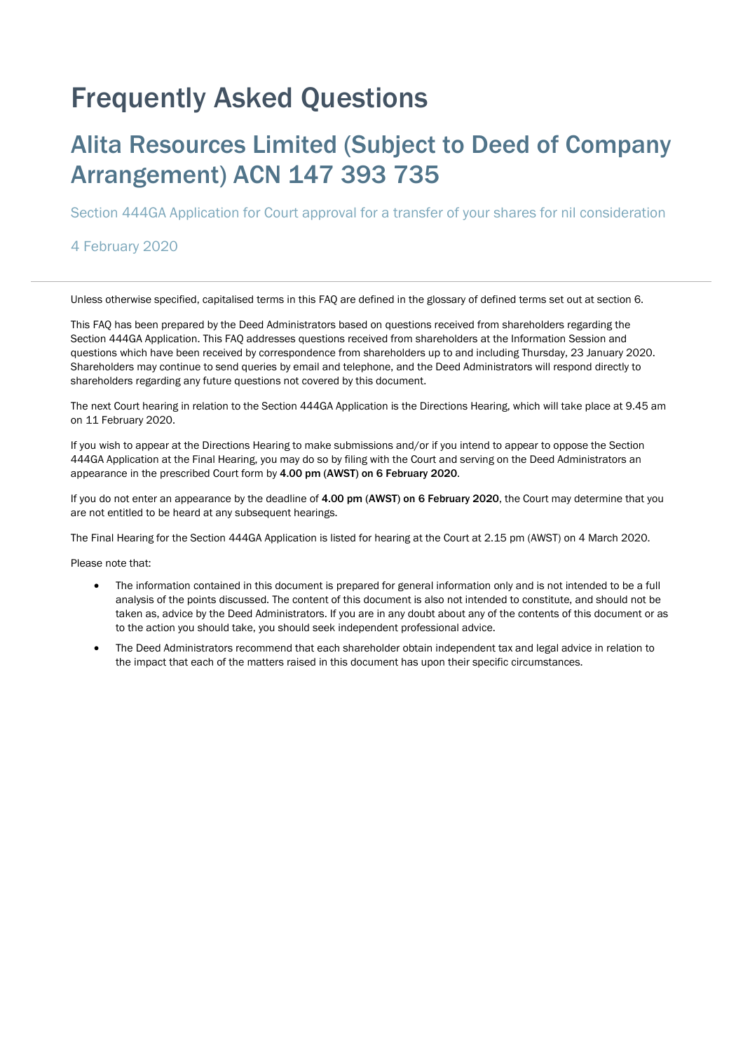# Frequently Asked Questions

## Alita Resources Limited (Subject to Deed of Company Arrangement) ACN 147 393 735

### Section 444GA Application for Court approval for a transfer of your shares for nil consideration

### 4 February 2020

Unless otherwise specified, capitalised terms in this FAQ are defined in the glossary of defined terms set out at section 6.

This FAQ has been prepared by the Deed Administrators based on questions received from shareholders regarding the Section 444GA Application. This FAQ addresses questions received from shareholders at the Information Session and questions which have been received by correspondence from shareholders up to and including Thursday, 23 January 2020. Shareholders may continue to send queries by email and telephone, and the Deed Administrators will respond directly to shareholders regarding any future questions not covered by this document.

The next Court hearing in relation to the Section 444GA Application is the Directions Hearing, which will take place at 9.45 am on 11 February 2020.

If you wish to appear at the Directions Hearing to make submissions and/or if you intend to appear to oppose the Section 444GA Application at the Final Hearing, you may do so by filing with the Court and serving on the Deed Administrators an appearance in the prescribed Court form by **4.00 pm (AWST) on 6 February 2020**.

If you do not enter an appearance by the deadline of **4.00 pm (AWST) on 6 February 2020**, the Court may determine that you are not entitled to be heard at any subsequent hearings.

The Final Hearing for the Section 444GA Application is listed for hearing at the Court at 2.15 pm (AWST) on 4 March 2020.

Please note that:

- The information contained in this document is prepared for general information only and is not intended to be a full analysis of the points discussed. The content of this document is also not intended to constitute, and should not be taken as, advice by the Deed Administrators. If you are in any doubt about any of the contents of this document or as to the action you should take, you should seek independent professional advice.
- The Deed Administrators recommend that each shareholder obtain independent tax and legal advice in relation to the impact that each of the matters raised in this document has upon their specific circumstances.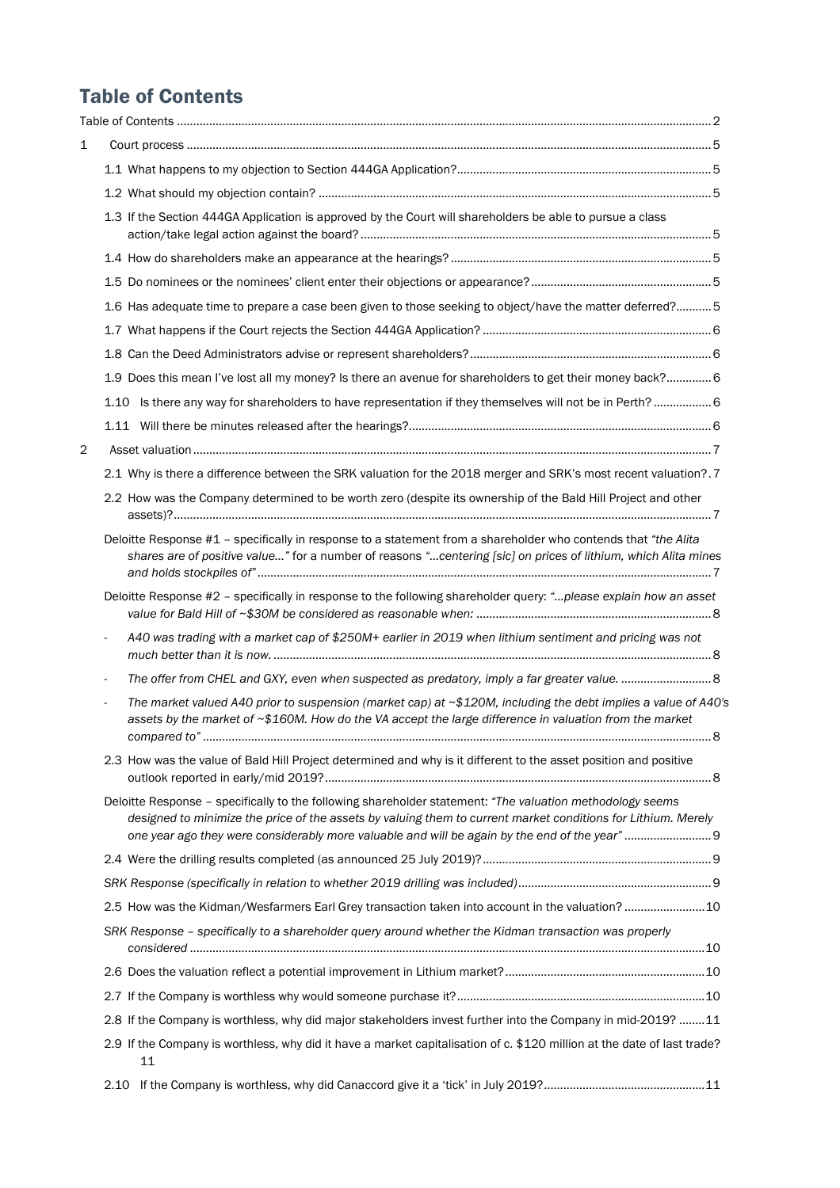# Table of Contents

Table of Contents ..... 2

1 Court process ..... 5

- 1.1 What happens to my objection to Section 444GA Application? ..... 5
- 1.2 What should my objection contain? ..... 5
- 1.3 If the Section 444GA Application is approved by the Court will shareholders be able to pursue a class action/take legal action against the board? ..... 5
- 1.4 How do shareholders make an appearance at the hearings? ..... 5
- 1.5 Do nominees or the nominees' client enter their objections or appearance? ..... 5
- 1.6 Has adequate time to prepare a case been given to those seeking to object/have the matter deferred? ..... 5
- 1.7 What happens if the Court rejects the Section 444GA Application? ..... 6
- 1.8 Can the Deed Administrators advise or represent shareholders? ..... 6
- 1.9 Does this mean I've lost all my money? Is there an avenue for shareholders to get their money back? ..... 6
- 1.10 Is there any way for shareholders to have representation if they themselves will not be in Perth? ..... 6
- 1.11 Will there be minutes released after the hearings? ..... 6

2 Asset valuation ..... 7

- 2.1 Why is there a difference between the SRK valuation for the 2018 merger and SRK's most recent valuation? ..... 7
- 2.2 How was the Company determined to be worth zero (despite its ownership of the Bald Hill Project and other assets)? ..... 7
- Deloitte Response #1 – specifically in response to statement from a shareholder who contends that *"the Alita shares are of positive value..."* for a number of reasons *"...centering [sic] on prices of lithium, which Alita mines and holds stockpiles of"* ..... 7
- Deloitte Response #2 – specifically in response to the following shareholder query: *"...please explain how an asset value for Bald Hill of ~$30M be considered as reasonable when:* ..... 8
  - *A40 was trading with a market cap of $250M+ earlier in 2019 when lithium sentiment and pricing was not much better than it is now.* ..... 8
  - *The offer from CHEL and GXY, even when suspected as predatory, imply a far greater value.* ..... 8
  - *The market valued A40 prior to suspension (market cap) at ~$120M, including the debt implies a value of A40's assets by the market of ~$160M. How do the VA accept the large difference in valuation from the market compared to"* ..... 8
- 2.3 How was the value of Bald Hill Project determined and why is it different to the asset position and positive outlook reported in early/mid 2019? ..... 8
- Deloitte Response – specifically to the following shareholder statement: *"The valuation methodology seems designed to minimize the price of the assets by valuing them to current market conditions for Lithium. Merely one year ago they were considerably more valuable and will be again by the end of the year"* ..... 9
- 2.4 Were the drilling results completed (as announced 25 July 2019)? ..... 9
- *SRK Response (specifically in relation to whether 2019 drilling was included)* ..... 9
- 2.5 How was the Kidman/Wesfarmers Earl Grey transaction taken into account in the valuation? ..... 10
- *SRK Response – specifically to a shareholder query around whether the Kidman transaction was properly considered* ..... 10
- 2.6 Does the valuation reflect a potential improvement in Lithium market? ..... 10
- 2.7 If the Company is worthless why would someone purchase it? ..... 10
- 2.8 If the Company is worthless, why did major stakeholders invest further into the Company in mid-2019? ..... 11
- 2.9 If the Company is worthless, why did it have a market capitalisation of c. $120 million at the date of last trade? ..... 11
- 2.10 If the Company is worthless, why did Canaccord give it a 'tick' in July 2019? ..... 11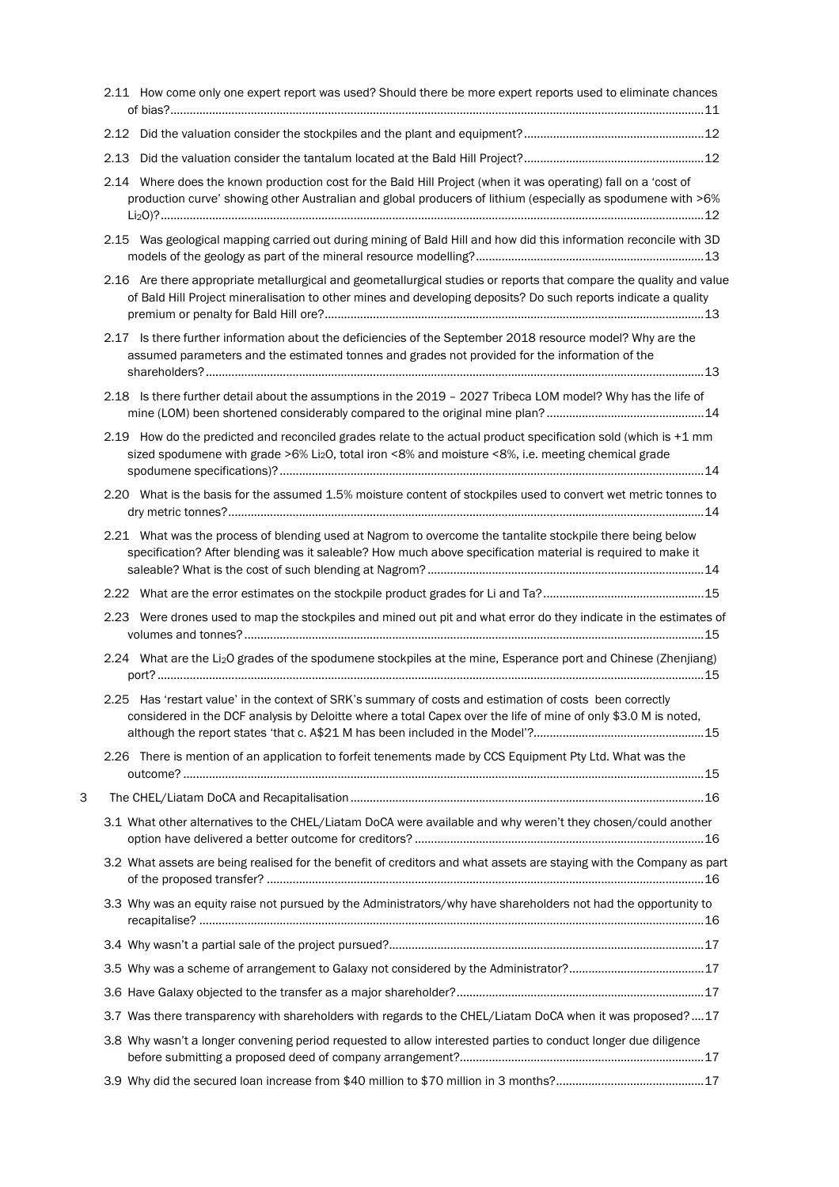2.11 How come only one expert report was used? Should there be more expert reports used to eliminate chances of bias? ....... 11

2.12 Did the valuation consider the stockpiles and the plant and equipment? ....... 12

2.13 Did the valuation consider the tantalum located at the Bald Hill Project? ....... 12

2.14 Where does the known production cost for the Bald Hill Project (when it was operating) fall on a 'cost of production curve' showing other Australian and global producers of lithium (especially as spodumene with >6% $Li_2O$)? ....... 12

2.15 Was geological mapping carried out during mining of Bald Hill and how did this information reconcile with 3D models of the geology as part of the mineral resource modelling? ....... 13

2.16 Are there appropriate metallurgical and geometallurgical studies or reports that compare the quality and value of Bald Hill Project mineralisation to other mines and developing deposits? Do such reports indicate a quality premium or penalty for Bald Hill ore? ....... 13

2.17 Is there further information about the deficiencies of the September 2018 resource model? Why are the assumed parameters and the estimated tonnes and grades not provided for the information of the shareholders? ....... 13

2.18 Is there further detail about the assumptions in the 2019 – 2027 Tribeca LOM model? Why has the life of mine (LOM) been shortened considerably compared to the original mine plan? ....... 14

2.19 How do the predicted and reconciled grades relate to the actual product specification sold (which is +1 mm sized spodumene with grade >6% $Li_2O$, total iron <8% and moisture <8%, i.e. meeting chemical grade spodumene specifications)? ....... 14

2.20 What is the basis for the assumed 1.5% moisture content of stockpiles used to convert wet metric tonnes to dry metric tonnes? ....... 14

2.21 What was the process of blending used at Nagrom to overcome the tantalite stockpile there being below specification? After blending was it saleable? How much above specification material is required to make it saleable? What is the cost of such blending at Nagrom? ....... 14

2.22 What are the error estimates on the stockpile product grades for Li and Ta? ....... 15

2.23 Were drones used to map the stockpiles and mined out pit and what error do they indicate in the estimates of volumes and tonnes? ....... 15

2.24 What are the $Li_2O$ grades of the spodumene stockpiles at the mine, Esperance port and Chinese (Zhenjiang) port? ....... 15

2.25 Has 'restart value' in the context of SRK's summary of costs and estimation of costs been correctly considered in the DCF analysis by Deloitte where a total Capex over the life of mine of only $3.0 M is noted, although the report states 'that c. A$21 M has been included in the Model'? ....... 15

2.26 There is mention of an application to forfeit tenements made by CCS Equipment Pty Ltd. What was the outcome? ....... 15

3 The CHEL/Liatam DoCA and Recapitalisation ....... 16

3.1 What other alternatives to the CHEL/Liatam DoCA were available and why weren't they chosen/could another option have delivered a better outcome for creditors? ....... 16

3.2 What assets are being realised for the benefit of creditors and what assets are staying with the Company as part of the proposed transfer? ....... 16

3.3 Why was an equity raise not pursued by the Administrators/why have shareholders not had the opportunity to recapitalise? ....... 16

3.4 Why wasn't a partial sale of the project pursued? ....... 17

3.5 Why was a scheme of arrangement to Galaxy not considered by the Administrator? ....... 17

3.6 Have Galaxy objected to the transfer as a major shareholder? ....... 17

3.7 Was there transparency with shareholders with regards to the CHEL/Liatam DoCA when it was proposed? ....... 17

3.8 Why wasn't a longer convening period requested to allow interested parties to conduct longer due diligence before submitting a proposed deed of company arrangement? ....... 17

3.9 Why did the secured loan increase from $40 million to $70 million in 3 months? ....... 17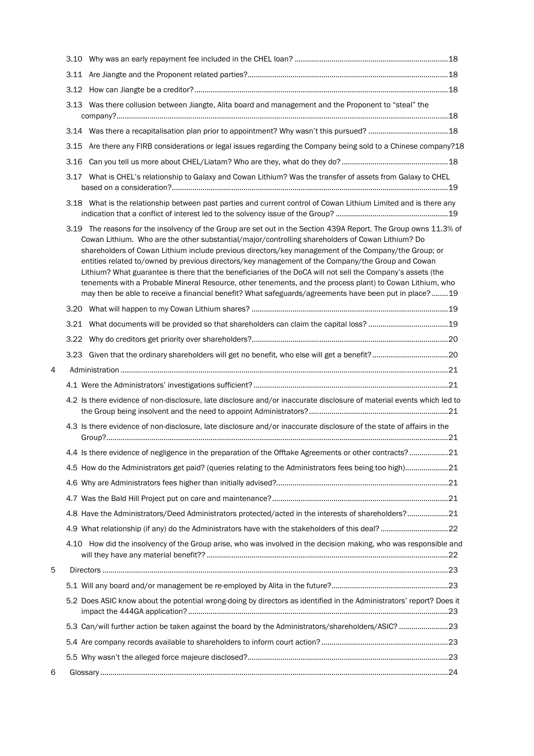3.10 Why was an early repayment fee included in the CHEL loan? ..... 18

3.11 Are Jiangte and the Proponent related parties? ..... 18

3.12 How can Jiangte be a creditor? ..... 18

3.13 Was there collusion between Jiangte, Alita board and management and the Proponent to "steal" the company? ..... 18

3.14 Was there a recapitalisation plan prior to appointment? Why wasn't this pursued? ..... 18

3.15 Are there any FIRB considerations or legal issues regarding the Company being sold to a Chinese company? 18

3.16 Can you tell us more about CHEL/Liatam? Who are they, what do they do? ..... 18

3.17 What is CHEL's relationship to Galaxy and Cowan Lithium? Was the transfer of assets from Galaxy to CHEL based on a consideration? ..... 19

3.18 What is the relationship between past parties and current control of Cowan Lithium Limited and is there any indication that a conflict of interest led to the solvency issue of the Group? ..... 19

3.19 The reasons for the insolvency of the Group are set out in the Section 439A Report. The Group owns 11.3% of Cowan Lithium. Who are the other substantial/major/controlling shareholders of Cowan Lithium? Do shareholders of Cowan Lithium include previous directors/key management of the Company/the Group; or entities related to/owned by previous directors/key management of the Company/the Group and Cowan Lithium? What guarantee is there that the beneficiaries of the DoCA will not sell the Company's assets (the tenements with a Probable Mineral Resource, other tenements, and the process plant) to Cowan Lithium, who may then be able to receive a financial benefit? What safeguards/agreements have been put in place? ..... 19

3.20 What will happen to my Cowan Lithium shares? ..... 19

3.21 What documents will be provided so that shareholders can claim the capital loss? ..... 19

3.22 Why do creditors get priority over shareholders? ..... 20

3.23 Given that the ordinary shareholders will get no benefit, who else will get a benefit? ..... 20

4 Administration ..... 21

4.1 Were the Administrators' investigations sufficient? ..... 21

4.2 Is there evidence of non-disclosure, late disclosure and/or inaccurate disclosure of material events which led to the Group being insolvent and the need to appoint Administrators? ..... 21

4.3 Is there evidence of non-disclosure, late disclosure and/or inaccurate disclosure of the state of affairs in the Group? ..... 21

4.4 Is there evidence of negligence in the preparation of the Offtake Agreements or other contracts? ..... 21

4.5 How do the Administrators get paid? (queries relating to the Administrators fees being too high) ..... 21

4.6 Why are Administrators fees higher than initially advised? ..... 21

4.7 Was the Bald Hill Project put on care and maintenance? ..... 21

4.8 Have the Administrators/Deed Administrators protected/acted in the interests of shareholders? ..... 21

4.9 What relationship (if any) do the Administrators have with the stakeholders of this deal? ..... 22

4.10 How did the insolvency of the Group arise, who was involved in the decision making, who was responsible and will they have any material benefit?? ..... 22

5 Directors ..... 23

5.1 Will any board and/or management be re-employed by Alita in the future? ..... 23

5.2 Does ASIC know about the potential wrong-doing by directors as identified in the Administrators' report? Does it impact the 444GA application? ..... 23

5.3 Can/will further action be taken against the board by the Administrators/shareholders/ASIC? ..... 23

5.4 Are company records available to shareholders to inform court action? ..... 23

5.5 Why wasn't the alleged force majeure disclosed? ..... 23

6 Glossary ..... 24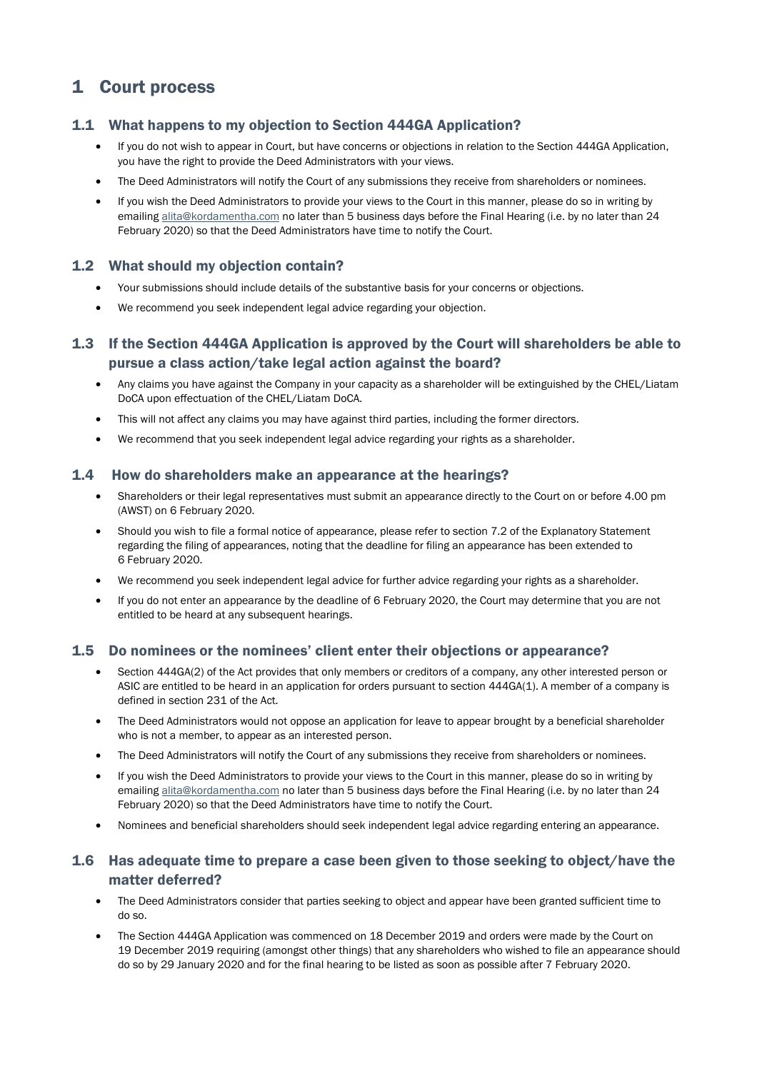# 1 Court process

## 1.1 What happens to my objection to Section 444GA Application?

- If you do not wish to appear in Court, but have concerns or objections in relation to the Section 444GA Application, you have the right to provide the Deed Administrators with your views.
- The Deed Administrators will notify the Court of any submissions they receive from shareholders or nominees.
- If you wish the Deed Administrators to provide your views to the Court in this manner, please do so in writing by emailing alita@kordamentha.com no later than 5 business days before the Final Hearing (i.e. by no later than 24 February 2020) so that the Deed Administrators have time to notify the Court.

## 1.2 What should my objection contain?

- Your submissions should include details of the substantive basis for your concerns or objections.
- We recommend you seek independent legal advice regarding your objection.

## 1.3 If the Section 444GA Application is approved by the Court will shareholders be able to pursue a class action/take legal action against the board?

- Any claims you have against the Company in your capacity as a shareholder will be extinguished by the CHEL/Liatam DoCA upon effectuation of the CHEL/Liatam DoCA.
- This will not affect any claims you may have against third parties, including the former directors.
- We recommend that you seek independent legal advice regarding your rights as a shareholder.

## 1.4 How do shareholders make an appearance at the hearings?

- Shareholders or their legal representatives must submit an appearance directly to the Court on or before 4.00 pm (AWST) on 6 February 2020.
- Should you wish to file a formal notice of appearance, please refer to section 7.2 of the Explanatory Statement regarding the filing of appearances, noting that the deadline for filing an appearance has been extended to 6 February 2020.
- We recommend you seek independent legal advice for further advice regarding your rights as a shareholder.
- If you do not enter an appearance by the deadline of 6 February 2020, the Court may determine that you are not entitled to be heard at any subsequent hearings.

## 1.5 Do nominees or the nominees' client enter their objections or appearance?

- Section 444GA(2) of the Act provides that only members or creditors of a company, any other interested person or ASIC are entitled to be heard in an application for orders pursuant to section 444GA(1). A member of a company is defined in section 231 of the Act.
- The Deed Administrators would not oppose an application for leave to appear brought by a beneficial shareholder who is not a member, to appear as an interested person.
- The Deed Administrators will notify the Court of any submissions they receive from shareholders or nominees.
- If you wish the Deed Administrators to provide your views to the Court in this manner, please do so in writing by emailing alita@kordamentha.com no later than 5 business days before the Final Hearing (i.e. by no later than 24 February 2020) so that the Deed Administrators have time to notify the Court.
- Nominees and beneficial shareholders should seek independent legal advice regarding entering an appearance.

## 1.6 Has adequate time to prepare a case been given to those seeking to object/have the matter deferred?

- The Deed Administrators consider that parties seeking to object and appear have been granted sufficient time to do so.
- The Section 444GA Application was commenced on 18 December 2019 and orders were made by the Court on 19 December 2019 requiring (amongst other things) that any shareholders who wished to file an appearance should do so by 29 January 2020 and for the final hearing to be listed as soon as possible after 7 February 2020.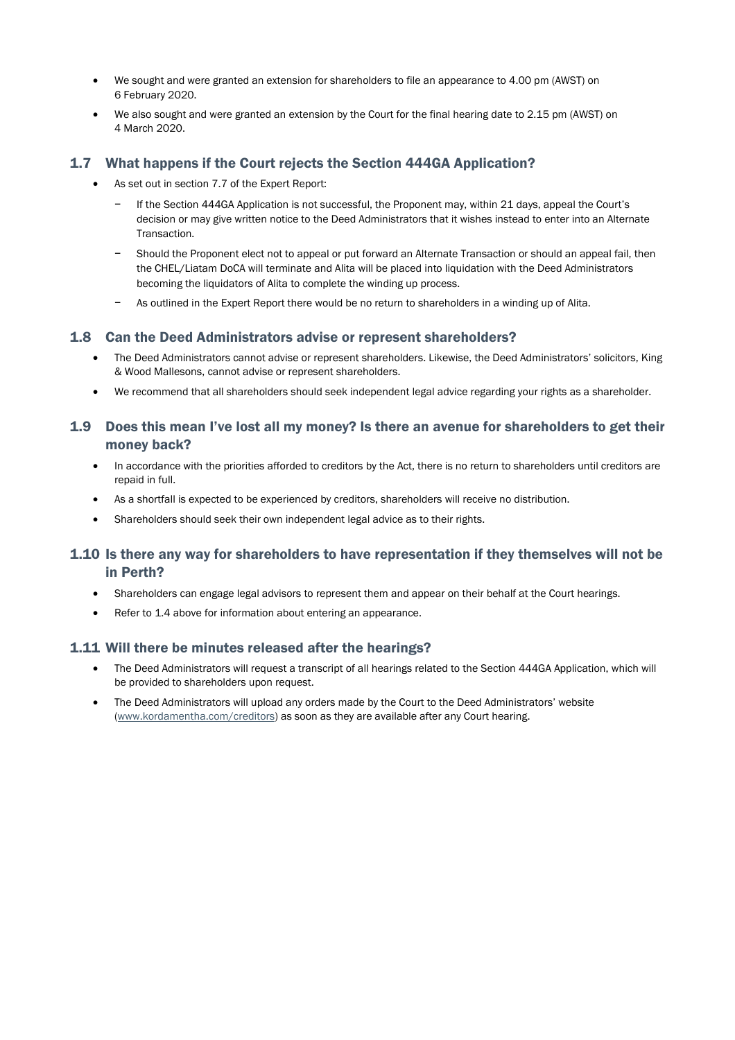- We sought and were granted an extension for shareholders to file an appearance to 4.00 pm (AWST) on 6 February 2020.
- We also sought and were granted an extension by the Court for the final hearing date to 2.15 pm (AWST) on 4 March 2020.

## 1.7 What happens if the Court rejects the Section 444GA Application?

- As set out in section 7.7 of the Expert Report:
  - If the Section 444GA Application is not successful, the Proponent may, within 21 days, appeal the Court's decision or may give written notice to the Deed Administrators that it wishes instead to enter into an Alternate Transaction.
  - Should the Proponent elect not to appeal or put forward an Alternate Transaction or should an appeal fail, then the CHEL/Liatam DoCA will terminate and Alita will be placed into liquidation with the Deed Administrators becoming the liquidators of Alita to complete the winding up process.
  - As outlined in the Expert Report there would be no return to shareholders in a winding up of Alita.

## 1.8 Can the Deed Administrators advise or represent shareholders?

- The Deed Administrators cannot advise or represent shareholders. Likewise, the Deed Administrators' solicitors, King & Wood Mallesons, cannot advise or represent shareholders.
- We recommend that all shareholders should seek independent legal advice regarding your rights as a shareholder.

## 1.9 Does this mean I've lost all my money? Is there an avenue for shareholders to get their money back?

- In accordance with the priorities afforded to creditors by the Act, there is no return to shareholders until creditors are repaid in full.
- As a shortfall is expected to be experienced by creditors, shareholders will receive no distribution.
- Shareholders should seek their own independent legal advice as to their rights.

## 1.10 Is there any way for shareholders to have representation if they themselves will not be in Perth?

- Shareholders can engage legal advisors to represent them and appear on their behalf at the Court hearings.
- Refer to 1.4 above for information about entering an appearance.

## 1.11 Will there be minutes released after the hearings?

- The Deed Administrators will request a transcript of all hearings related to the Section 444GA Application, which will be provided to shareholders upon request.
- The Deed Administrators will upload any orders made by the Court to the Deed Administrators' website (www.kordamentha.com/creditors) as soon as they are available after any Court hearing.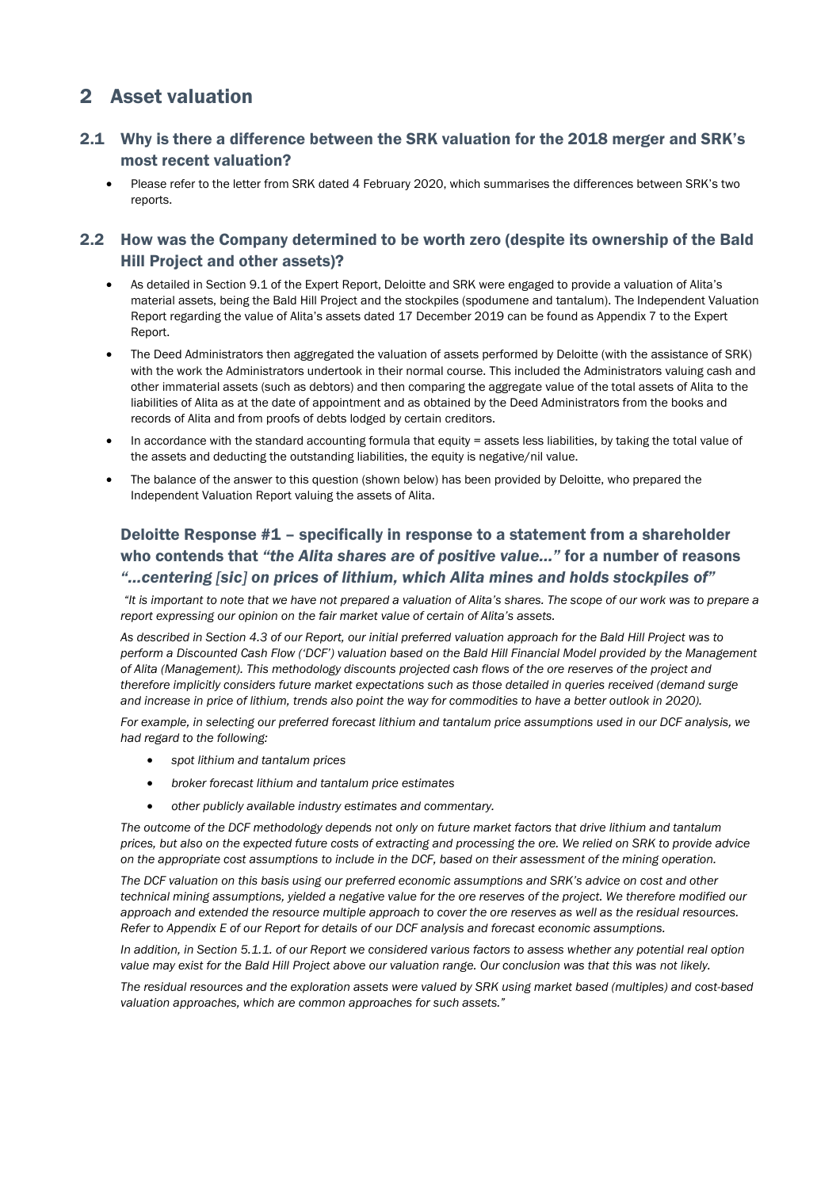# 2 Asset valuation

## 2.1 Why is there a difference between the SRK valuation for the 2018 merger and SRK's most recent valuation?

- Please refer to the letter from SRK dated 4 February 2020, which summarises the differences between SRK's two reports.

## 2.2 How was the Company determined to be worth zero (despite its ownership of the Bald Hill Project and other assets)?

- As detailed in Section 9.1 of the Expert Report, Deloitte and SRK were engaged to provide a valuation of Alita's material assets, being the Bald Hill Project and the stockpiles (spodumene and tantalum). The Independent Valuation Report regarding the value of Alita's assets dated 17 December 2019 can be found as Appendix 7 to the Expert Report.
- The Deed Administrators then aggregated the valuation of assets performed by Deloitte (with the assistance of SRK) with the work the Administrators undertook in their normal course. This included the Administrators valuing cash and other immaterial assets (such as debtors) and then comparing the aggregate value of the total assets of Alita to the liabilities of Alita as at the date of appointment and as obtained by the Deed Administrators from the books and records of Alita and from proofs of debts lodged by certain creditors.
- In accordance with the standard accounting formula that equity = assets less liabilities, by taking the total value of the assets and deducting the outstanding liabilities, the equity is negative/nil value.
- The balance of the answer to this question (shown below) has been provided by Deloitte, who prepared the Independent Valuation Report valuing the assets of Alita.

### Deloitte Response #1 – specifically in response to a statement from a shareholder who contends that *"the Alita shares are of positive value…"* for a number of reasons *"…centering [sic] on prices of lithium, which Alita mines and holds stockpiles of"*

*"It is important to note that we have not prepared a valuation of Alita's shares. The scope of our work was to prepare a report expressing our opinion on the fair market value of certain of Alita's assets.*

*As described in Section 4.3 of our Report, our initial preferred valuation approach for the Bald Hill Project was to perform a Discounted Cash Flow ('DCF') valuation based on the Bald Hill Financial Model provided by the Management of Alita (Management). This methodology discounts projected cash flows of the ore reserves of the project and therefore implicitly considers future market expectations such as those detailed in queries received (demand surge and increase in price of lithium, trends also point the way for commodities to have a better outlook in 2020).*

*For example, in selecting our preferred forecast lithium and tantalum price assumptions used in our DCF analysis, we had regard to the following:*

- *spot lithium and tantalum prices*
- *broker forecast lithium and tantalum price estimates*
- *other publicly available industry estimates and commentary.*

*The outcome of the DCF methodology depends not only on future market factors that drive lithium and tantalum prices, but also on the expected future costs of extracting and processing the ore. We relied on SRK to provide advice on the appropriate cost assumptions to include in the DCF, based on their assessment of the mining operation.*

*The DCF valuation on this basis using our preferred economic assumptions and SRK's advice on cost and other technical mining assumptions, yielded a negative value for the ore reserves of the project. We therefore modified our approach and extended the resource multiple approach to cover the ore reserves as well as the residual resources. Refer to Appendix E of our Report for details of our DCF analysis and forecast economic assumptions.*

*In addition, in Section 5.1.1. of our Report we considered various factors to assess whether any potential real option value may exist for the Bald Hill Project above our valuation range. Our conclusion was that this was not likely.*

*The residual resources and the exploration assets were valued by SRK using market based (multiples) and cost-based valuation approaches, which are common approaches for such assets."*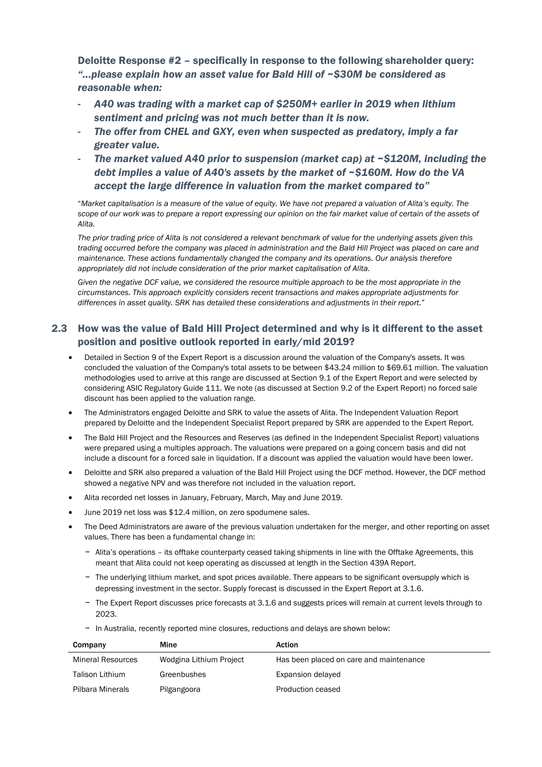**Deloitte Response #2 – specifically in response to the following shareholder query:** ***"…please explain how an asset value for Bald Hill of ~$30M be considered as reasonable when:***

- ***A40 was trading with a market cap of $250M+ earlier in 2019 when lithium sentiment and pricing was not much better than it is now.***
- ***The offer from CHEL and GXY, even when suspected as predatory, imply a far greater value.***
- ***The market valued A40 prior to suspension (market cap) at ~$120M, including the debt implies a value of A40's assets by the market of ~$160M. How do the VA accept the large difference in valuation from the market compared to"***

*"Market capitalisation is a measure of the value of equity. We have not prepared a valuation of Alita's equity. The scope of our work was to prepare a report expressing our opinion on the fair market value of certain of the assets of Alita.*

*The prior trading price of Alita is not considered a relevant benchmark of value for the underlying assets given this trading occurred before the company was placed in administration and the Bald Hill Project was placed on care and maintenance. These actions fundamentally changed the company and its operations. Our analysis therefore appropriately did not include consideration of the prior market capitalisation of Alita.*

*Given the negative DCF value, we considered the resource multiple approach to be the most appropriate in the circumstances. This approach explicitly considers recent transactions and makes appropriate adjustments for differences in asset quality. SRK has detailed these considerations and adjustments in their report."*

## 2.3 How was the value of Bald Hill Project determined and why is it different to the asset position and positive outlook reported in early/mid 2019?

- Detailed in Section 9 of the Expert Report is a discussion around the valuation of the Company's assets. It was concluded the valuation of the Company's total assets to be between $43.24 million to $69.61 million. The valuation methodologies used to arrive at this range are discussed at Section 9.1 of the Expert Report and were selected by considering ASIC Regulatory Guide 111. We note (as discussed at Section 9.2 of the Expert Report) no forced sale discount has been applied to the valuation range.
- The Administrators engaged Deloitte and SRK to value the assets of Alita. The Independent Valuation Report prepared by Deloitte and the Independent Specialist Report prepared by SRK are appended to the Expert Report.
- The Bald Hill Project and the Resources and Reserves (as defined in the Independent Specialist Report) valuations were prepared using a multiples approach. The valuations were prepared on a going concern basis and did not include a discount for a forced sale in liquidation. If a discount was applied the valuation would have been lower.
- Deloitte and SRK also prepared a valuation of the Bald Hill Project using the DCF method. However, the DCF method showed a negative NPV and was therefore not included in the valuation report.
- Alita recorded net losses in January, February, March, May and June 2019.
- June 2019 net loss was $12.4 million, on zero spodumene sales.
- The Deed Administrators are aware of the previous valuation undertaken for the merger, and other reporting on asset values. There has been a fundamental change in:
  - Alita's operations – its offtake counterparty ceased taking shipments in line with the Offtake Agreements, this meant that Alita could not keep operating as discussed at length in the Section 439A Report.
  - The underlying lithium market, and spot prices available. There appears to be significant oversupply which is depressing investment in the sector. Supply forecast is discussed in the Expert Report at 3.1.6.
  - The Expert Report discusses price forecasts at 3.1.6 and suggests prices will remain at current levels through to 2023.
  - In Australia, recently reported mine closures, reductions and delays are shown below:

| Company | Mine | Action |
|---|---|---|
| Mineral Resources | Wodgina Lithium Project | Has been placed on care and maintenance |
| Talison Lithium | Greenbushes | Expansion delayed |
| Pilbara Minerals | Pilgangoora | Production ceased |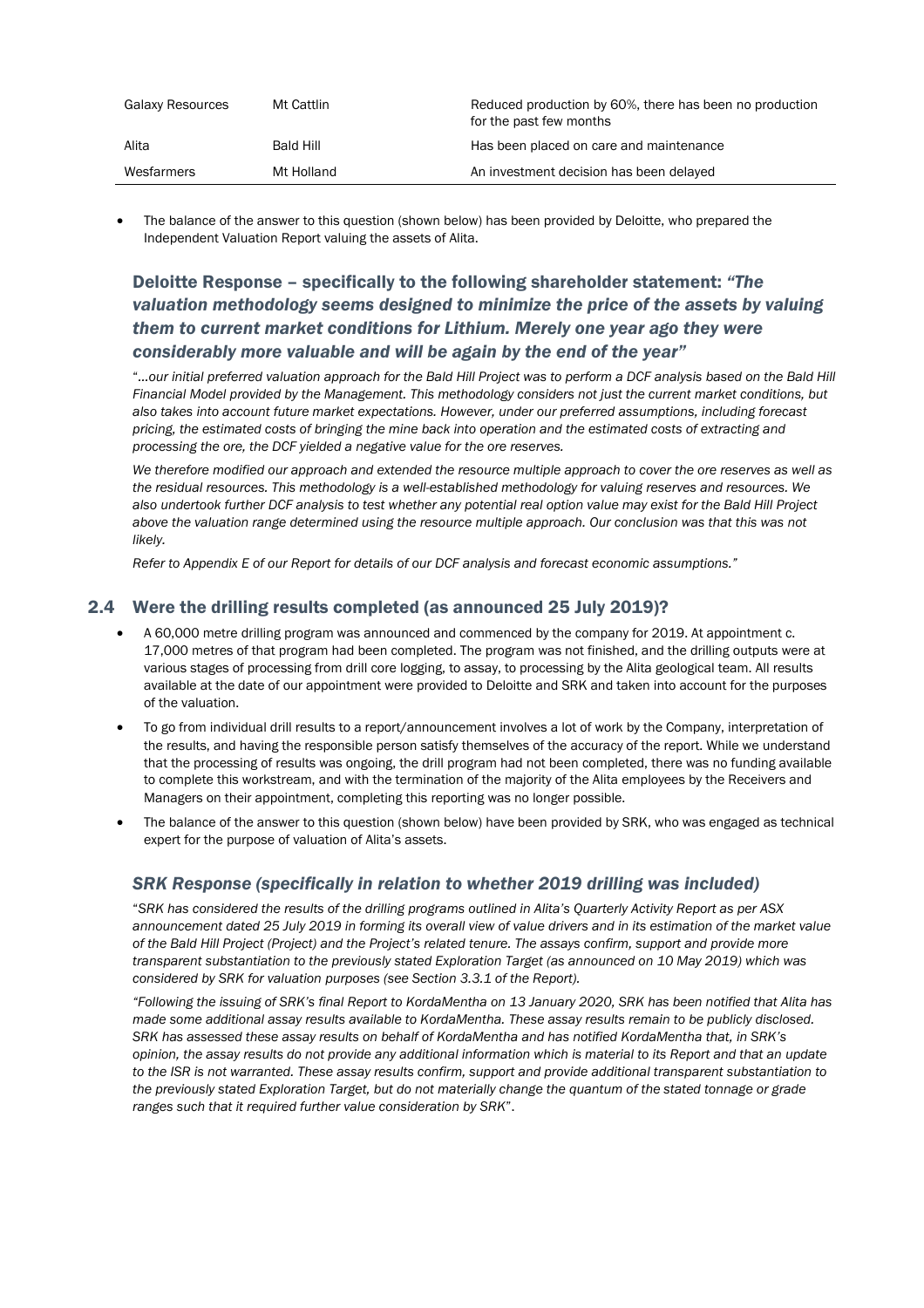| Galaxy Resources | Mt Cattlin | Reduced production by 60%, there has been no production for the past few months |
| --- | --- | --- |
| Alita | Bald Hill | Has been placed on care and maintenance |
| Wesfarmers | Mt Holland | An investment decision has been delayed |

- The balance of the answer to this question (shown below) has been provided by Deloitte, who prepared the Independent Valuation Report valuing the assets of Alita.

### Deloitte Response – specifically to the following shareholder statement: *"The valuation methodology seems designed to minimize the price of the assets by valuing them to current market conditions for Lithium. Merely one year ago they were considerably more valuable and will be again by the end of the year"*

*"…our initial preferred valuation approach for the Bald Hill Project was to perform a DCF analysis based on the Bald Hill Financial Model provided by the Management. This methodology considers not just the current market conditions, but also takes into account future market expectations. However, under our preferred assumptions, including forecast pricing, the estimated costs of bringing the mine back into operation and the estimated costs of extracting and processing the ore, the DCF yielded a negative value for the ore reserves.*

*We therefore modified our approach and extended the resource multiple approach to cover the ore reserves as well as the residual resources. This methodology is a well-established methodology for valuing reserves and resources. We also undertook further DCF analysis to test whether any potential real option value may exist for the Bald Hill Project above the valuation range determined using the resource multiple approach. Our conclusion was that this was not likely.*

*Refer to Appendix E of our Report for details of our DCF analysis and forecast economic assumptions."*

## 2.4 Were the drilling results completed (as announced 25 July 2019)?

- A 60,000 metre drilling program was announced and commenced by the company for 2019. At appointment c. 17,000 metres of that program had been completed. The program was not finished, and the drilling outputs were at various stages of processing from drill core logging, to assay, to processing by the Alita geological team. All results available at the date of our appointment were provided to Deloitte and SRK and taken into account for the purposes of the valuation.
- To go from individual drill results to a report/announcement involves a lot of work by the Company, interpretation of the results, and having the responsible person satisfy themselves of the accuracy of the report. While we understand that the processing of results was ongoing, the drill program had not been completed, there was no funding available to complete this workstream, and with the termination of the majority of the Alita employees by the Receivers and Managers on their appointment, completing this reporting was no longer possible.
- The balance of the answer to this question (shown below) have been provided by SRK, who was engaged as technical expert for the purpose of valuation of Alita's assets.

### *SRK Response (specifically in relation to whether 2019 drilling was included)*

"*SRK has considered the results of the drilling programs outlined in Alita's Quarterly Activity Report as per ASX announcement dated 25 July 2019 in forming its overall view of value drivers and in its estimation of the market value of the Bald Hill Project (Project) and the Project's related tenure. The assays confirm, support and provide more transparent substantiation to the previously stated Exploration Target (as announced on 10 May 2019) which was considered by SRK for valuation purposes (see Section 3.3.1 of the Report).*

*"Following the issuing of SRK's final Report to KordaMentha on 13 January 2020, SRK has been notified that Alita has made some additional assay results available to KordaMentha. These assay results remain to be publicly disclosed. SRK has assessed these assay results on behalf of KordaMentha and has notified KordaMentha that, in SRK's opinion, the assay results do not provide any additional information which is material to its Report and that an update to the ISR is not warranted. These assay results confirm, support and provide additional transparent substantiation to the previously stated Exploration Target, but do not materially change the quantum of the stated tonnage or grade ranges such that it required further value consideration by SRK*".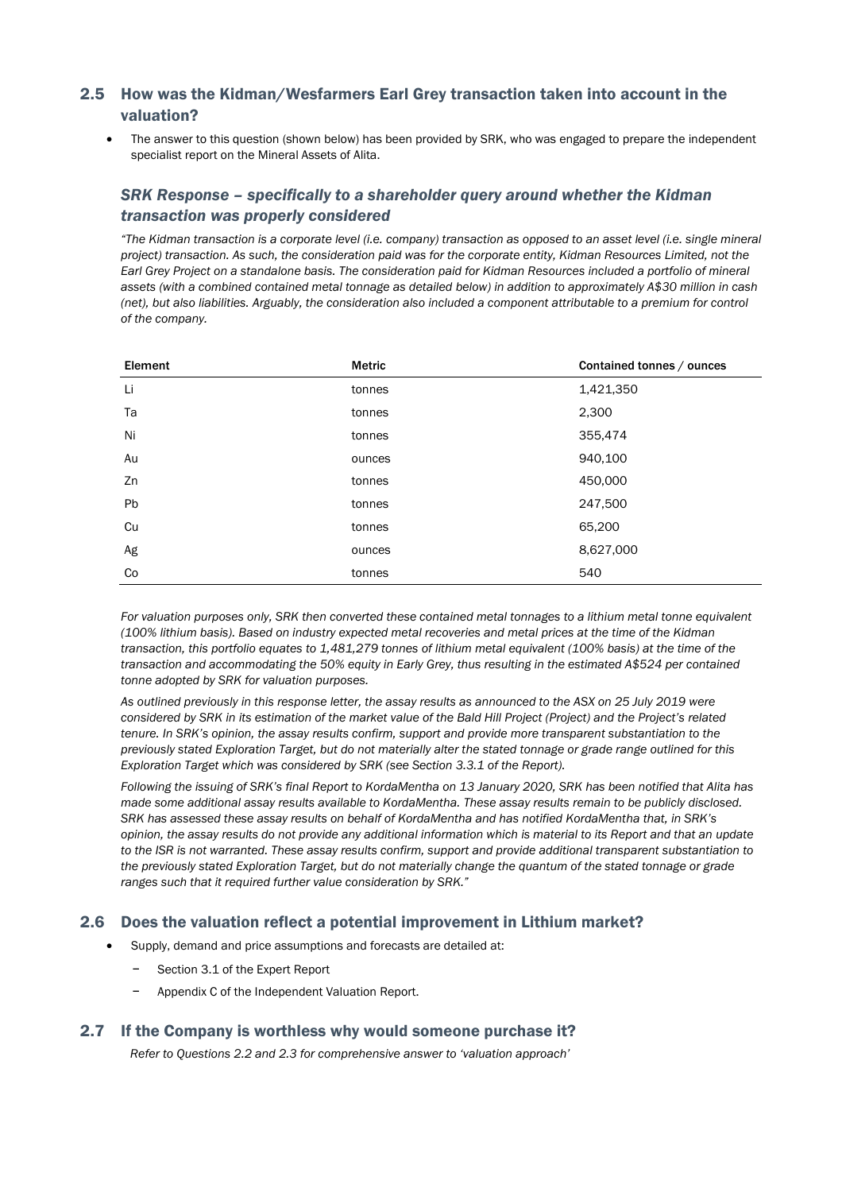## 2.5 How was the Kidman/Wesfarmers Earl Grey transaction taken into account in the valuation?

- The answer to this question (shown below) has been provided by SRK, who was engaged to prepare the independent specialist report on the Mineral Assets of Alita.

### *SRK Response – specifically to a shareholder query around whether the Kidman transaction was properly considered*

*"The Kidman transaction is a corporate level (i.e. company) transaction as opposed to an asset level (i.e. single mineral project) transaction. As such, the consideration paid was for the corporate entity, Kidman Resources Limited, not the Earl Grey Project on a standalone basis. The consideration paid for Kidman Resources included a portfolio of mineral assets (with a combined contained metal tonnage as detailed below) in addition to approximately A$30 million in cash (net), but also liabilities. Arguably, the consideration also included a component attributable to a premium for control of the company.*

| Element | Metric | Contained tonnes / ounces |
|---|---|---|
| Li | tonnes | 1,421,350 |
| Ta | tonnes | 2,300 |
| Ni | tonnes | 355,474 |
| Au | ounces | 940,100 |
| Zn | tonnes | 450,000 |
| Pb | tonnes | 247,500 |
| Cu | tonnes | 65,200 |
| Ag | ounces | 8,627,000 |
| Co | tonnes | 540 |

*For valuation purposes only, SRK then converted these contained metal tonnages to a lithium metal tonne equivalent (100% lithium basis). Based on industry expected metal recoveries and metal prices at the time of the Kidman transaction, this portfolio equates to 1,481,279 tonnes of lithium metal equivalent (100% basis) at the time of the transaction and accommodating the 50% equity in Early Grey, thus resulting in the estimated A$524 per contained tonne adopted by SRK for valuation purposes.*

*As outlined previously in this response letter, the assay results as announced to the ASX on 25 July 2019 were considered by SRK in its estimation of the market value of the Bald Hill Project (Project) and the Project's related tenure. In SRK's opinion, the assay results confirm, support and provide more transparent substantiation to the previously stated Exploration Target, but do not materially alter the stated tonnage or grade range outlined for this Exploration Target which was considered by SRK (see Section 3.3.1 of the Report).*

*Following the issuing of SRK's final Report to KordaMentha on 13 January 2020, SRK has been notified that Alita has made some additional assay results available to KordaMentha. These assay results remain to be publicly disclosed. SRK has assessed these assay results on behalf of KordaMentha and has notified KordaMentha that, in SRK's opinion, the assay results do not provide any additional information which is material to its Report and that an update to the ISR is not warranted. These assay results confirm, support and provide additional transparent substantiation to the previously stated Exploration Target, but do not materially change the quantum of the stated tonnage or grade ranges such that it required further value consideration by SRK."*

## 2.6 Does the valuation reflect a potential improvement in Lithium market?

- Supply, demand and price assumptions and forecasts are detailed at:
  - Section 3.1 of the Expert Report
  - Appendix C of the Independent Valuation Report.

## 2.7 If the Company is worthless why would someone purchase it?

*Refer to Questions 2.2 and 2.3 for comprehensive answer to 'valuation approach'*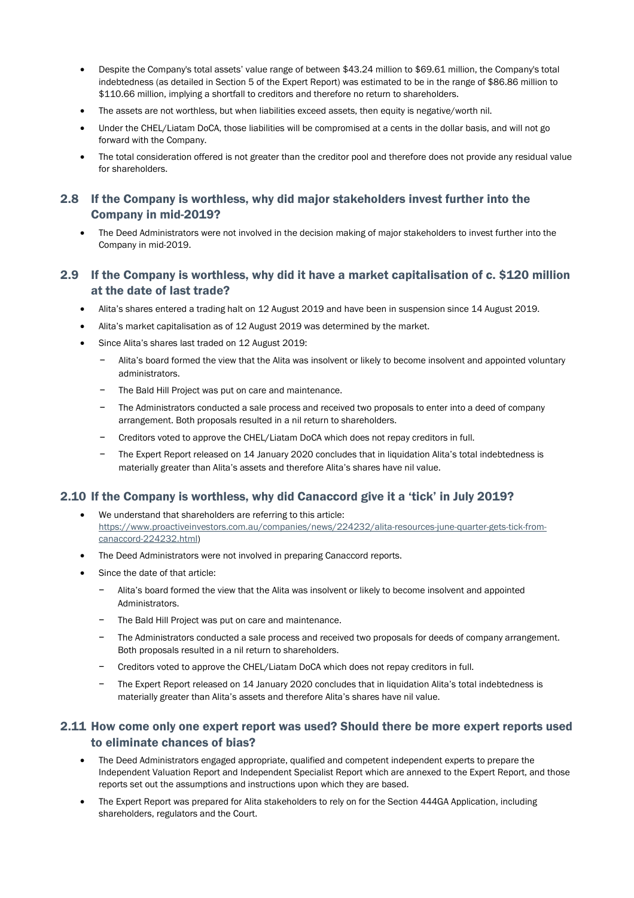- Despite the Company's total assets' value range of between \$43.24 million to \$69.61 million, the Company's total indebtedness (as detailed in Section 5 of the Expert Report) was estimated to be in the range of \$86.86 million to \$110.66 million, implying a shortfall to creditors and therefore no return to shareholders.
- The assets are not worthless, but when liabilities exceed assets, then equity is negative/worth nil.
- Under the CHEL/Liatam DoCA, those liabilities will be compromised at a cents in the dollar basis, and will not go forward with the Company.
- The total consideration offered is not greater than the creditor pool and therefore does not provide any residual value for shareholders.

## 2.8 If the Company is worthless, why did major stakeholders invest further into the Company in mid-2019?

- The Deed Administrators were not involved in the decision making of major stakeholders to invest further into the Company in mid-2019.

## 2.9 If the Company is worthless, why did it have a market capitalisation of c. \$120 million at the date of last trade?

- Alita's shares entered a trading halt on 12 August 2019 and have been in suspension since 14 August 2019.
- Alita's market capitalisation as of 12 August 2019 was determined by the market.
- Since Alita's shares last traded on 12 August 2019:
  - Alita's board formed the view that the Alita was insolvent or likely to become insolvent and appointed voluntary administrators.
  - The Bald Hill Project was put on care and maintenance.
  - The Administrators conducted a sale process and received two proposals to enter into a deed of company arrangement. Both proposals resulted in a nil return to shareholders.
  - Creditors voted to approve the CHEL/Liatam DoCA which does not repay creditors in full.
  - The Expert Report released on 14 January 2020 concludes that in liquidation Alita's total indebtedness is materially greater than Alita's assets and therefore Alita's shares have nil value.

## 2.10 If the Company is worthless, why did Canaccord give it a 'tick' in July 2019?

- We understand that shareholders are referring to this article: https://www.proactiveinvestors.com.au/companies/news/224232/alita-resources-june-quarter-gets-tick-from-canaccord-224232.html)
- The Deed Administrators were not involved in preparing Canaccord reports.
- Since the date of that article:
  - Alita's board formed the view that the Alita was insolvent or likely to become insolvent and appointed Administrators.
  - The Bald Hill Project was put on care and maintenance.
  - The Administrators conducted a sale process and received two proposals for deeds of company arrangement. Both proposals resulted in a nil return to shareholders.
  - Creditors voted to approve the CHEL/Liatam DoCA which does not repay creditors in full.
  - The Expert Report released on 14 January 2020 concludes that in liquidation Alita's total indebtedness is materially greater than Alita's assets and therefore Alita's shares have nil value.

## 2.11 How come only one expert report was used? Should there be more expert reports used to eliminate chances of bias?

- The Deed Administrators engaged appropriate, qualified and competent independent experts to prepare the Independent Valuation Report and Independent Specialist Report which are annexed to the Expert Report, and those reports set out the assumptions and instructions upon which they are based.
- The Expert Report was prepared for Alita stakeholders to rely on for the Section 444GA Application, including shareholders, regulators and the Court.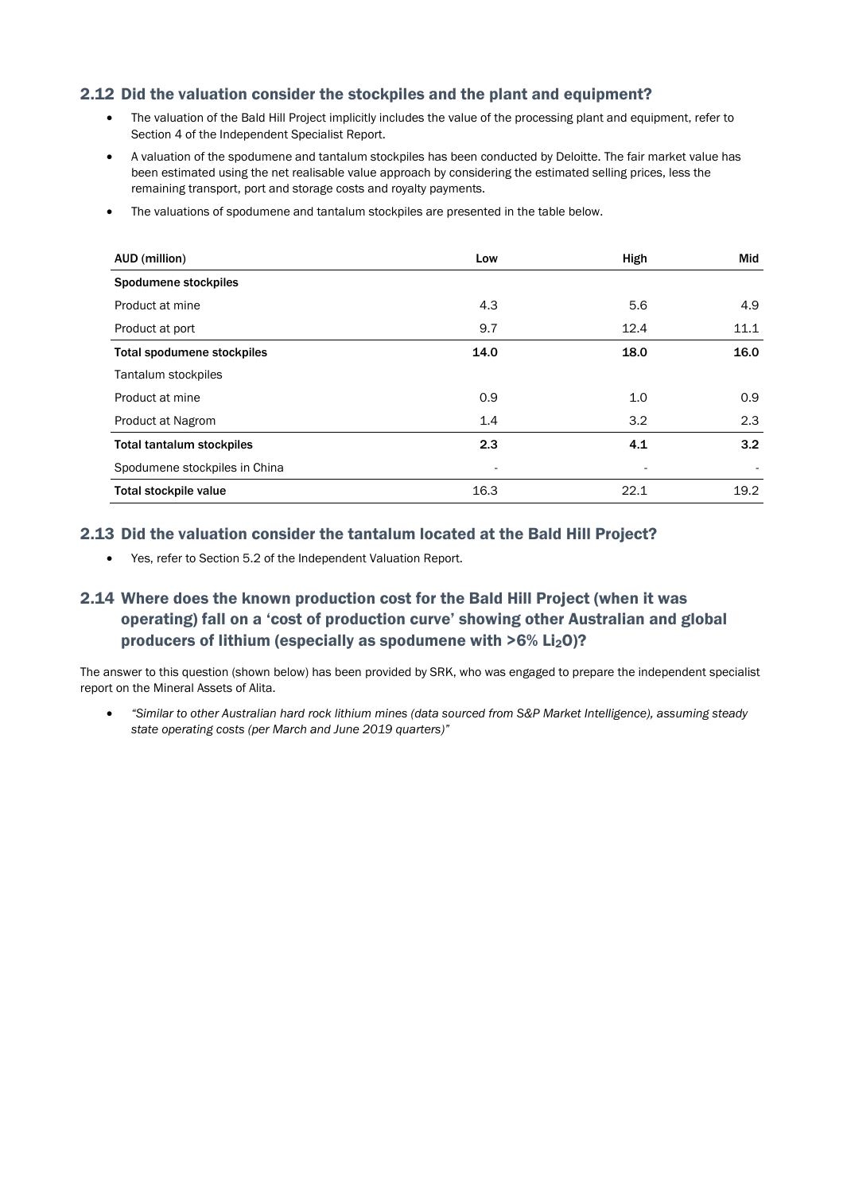## 2.12 Did the valuation consider the stockpiles and the plant and equipment?

- The valuation of the Bald Hill Project implicitly includes the value of the processing plant and equipment, refer to Section 4 of the Independent Specialist Report.
- A valuation of the spodumene and tantalum stockpiles has been conducted by Deloitte. The fair market value has been estimated using the net realisable value approach by considering the estimated selling prices, less the remaining transport, port and storage costs and royalty payments.
- The valuations of spodumene and tantalum stockpiles are presented in the table below.

| AUD (million) | Low | High | Mid |
|---|---|---|---|
| **Spodumene stockpiles** | | | |
| Product at mine | 4.3 | 5.6 | 4.9 |
| Product at port | 9.7 | 12.4 | 11.1 |
| **Total spodumene stockpiles** | **14.0** | **18.0** | **16.0** |
| Tantalum stockpiles | | | |
| Product at mine | 0.9 | 1.0 | 0.9 |
| Product at Nagrom | 1.4 | 3.2 | 2.3 |
| **Total tantalum stockpiles** | **2.3** | **4.1** | **3.2** |
| Spodumene stockpiles in China | - | - | - |
| **Total stockpile value** | 16.3 | 22.1 | 19.2 |

## 2.13 Did the valuation consider the tantalum located at the Bald Hill Project?

- Yes, refer to Section 5.2 of the Independent Valuation Report.

## 2.14 Where does the known production cost for the Bald Hill Project (when it was operating) fall on a 'cost of production curve' showing other Australian and global producers of lithium (especially as spodumene with >6% $Li_2O$)?

The answer to this question (shown below) has been provided by SRK, who was engaged to prepare the independent specialist report on the Mineral Assets of Alita.

- *"Similar to other Australian hard rock lithium mines (data sourced from S&P Market Intelligence), assuming steady state operating costs (per March and June 2019 quarters)"*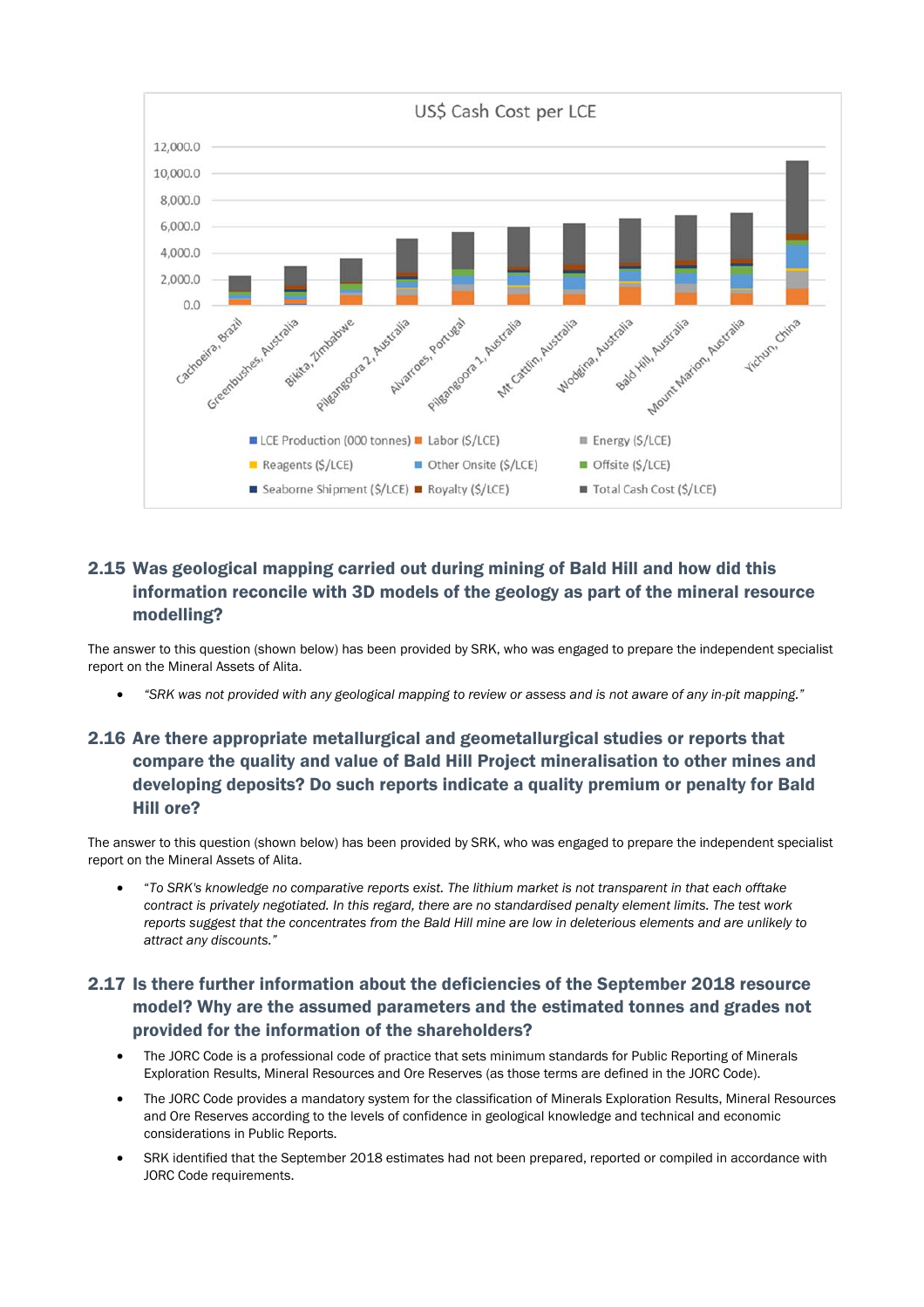US$ Cash Cost per LCE

12,000.0
10,000.0
8,000.0
6,000.0
4,000.0
2,000.0
0.0

Cachoeira, Brazil · Greenbushes, Australia · Bikita, Zimbabwe · Pilgangoora 2, Australia · Alvarroes, Portugal · Pilgangoora 1, Australia · Mt Cattlin, Australia · Wodgina, Australia · Bald Hill, Australia · Mount Marion, Australia · Yichun, China

LCE Production (000 tonnes) · Labor ($/LCE) · Energy ($/LCE) · Reagents ($/LCE) · Other Onsite ($/LCE) · Offsite ($/LCE) · Seaborne Shipment ($/LCE) · Royalty ($/LCE) · Total Cash Cost ($/LCE)

## 2.15 Was geological mapping carried out during mining of Bald Hill and how did this information reconcile with 3D models of the geology as part of the mineral resource modelling?

The answer to this question (shown below) has been provided by SRK, who was engaged to prepare the independent specialist report on the Mineral Assets of Alita.

- *"SRK was not provided with any geological mapping to review or assess and is not aware of any in-pit mapping."*

## 2.16 Are there appropriate metallurgical and geometallurgical studies or reports that compare the quality and value of Bald Hill Project mineralisation to other mines and developing deposits? Do such reports indicate a quality premium or penalty for Bald Hill ore?

The answer to this question (shown below) has been provided by SRK, who was engaged to prepare the independent specialist report on the Mineral Assets of Alita.

- *"To SRK's knowledge no comparative reports exist. The lithium market is not transparent in that each offtake contract is privately negotiated. In this regard, there are no standardised penalty element limits. The test work reports suggest that the concentrates from the Bald Hill mine are low in deleterious elements and are unlikely to attract any discounts."*

## 2.17 Is there further information about the deficiencies of the September 2018 resource model? Why are the assumed parameters and the estimated tonnes and grades not provided for the information of the shareholders?

- The JORC Code is a professional code of practice that sets minimum standards for Public Reporting of Minerals Exploration Results, Mineral Resources and Ore Reserves (as those terms are defined in the JORC Code).
- The JORC Code provides a mandatory system for the classification of Minerals Exploration Results, Mineral Resources and Ore Reserves according to the levels of confidence in geological knowledge and technical and economic considerations in Public Reports.
- SRK identified that the September 2018 estimates had not been prepared, reported or compiled in accordance with JORC Code requirements.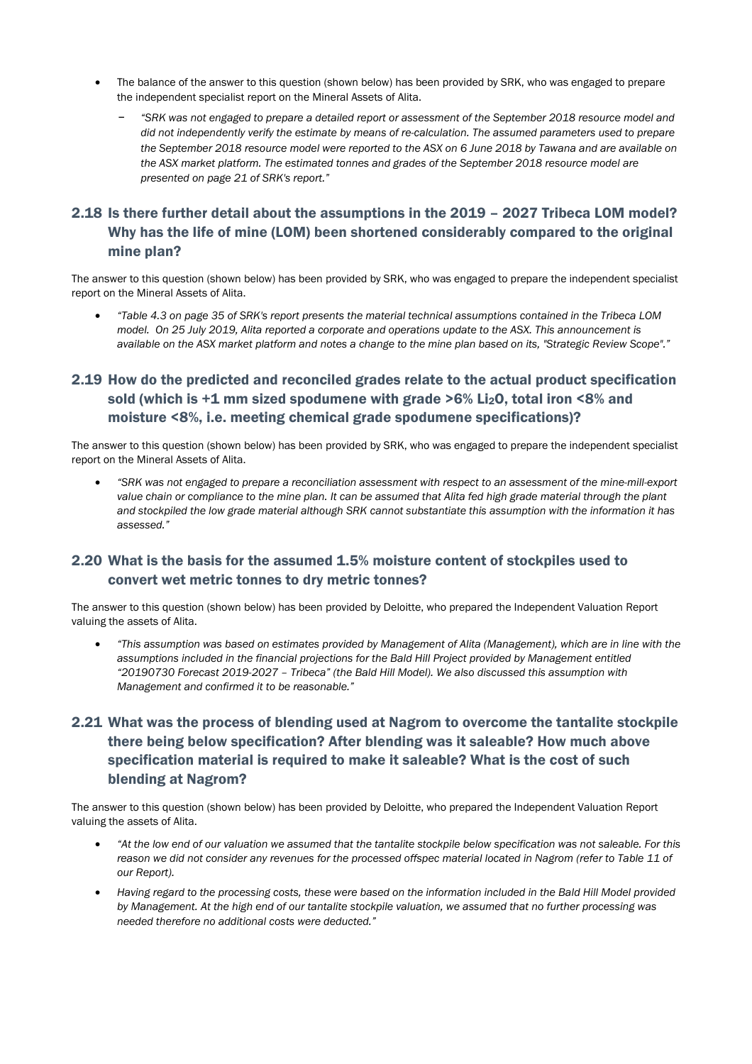- The balance of the answer to this question (shown below) has been provided by SRK, who was engaged to prepare the independent specialist report on the Mineral Assets of Alita.
  - *"SRK was not engaged to prepare a detailed report or assessment of the September 2018 resource model and did not independently verify the estimate by means of re-calculation. The assumed parameters used to prepare the September 2018 resource model were reported to the ASX on 6 June 2018 by Tawana and are available on the ASX market platform. The estimated tonnes and grades of the September 2018 resource model are presented on page 21 of SRK's report."*

## 2.18 Is there further detail about the assumptions in the 2019 – 2027 Tribeca LOM model? Why has the life of mine (LOM) been shortened considerably compared to the original mine plan?

The answer to this question (shown below) has been provided by SRK, who was engaged to prepare the independent specialist report on the Mineral Assets of Alita.

- *"Table 4.3 on page 35 of SRK's report presents the material technical assumptions contained in the Tribeca LOM model. On 25 July 2019, Alita reported a corporate and operations update to the ASX. This announcement is available on the ASX market platform and notes a change to the mine plan based on its, "Strategic Review Scope"."*

## 2.19 How do the predicted and reconciled grades relate to the actual product specification sold (which is +1 mm sized spodumene with grade >6% $Li_2O$, total iron <8% and moisture <8%, i.e. meeting chemical grade spodumene specifications)?

The answer to this question (shown below) has been provided by SRK, who was engaged to prepare the independent specialist report on the Mineral Assets of Alita.

- *"SRK was not engaged to prepare a reconciliation assessment with respect to an assessment of the mine-mill-export value chain or compliance to the mine plan. It can be assumed that Alita fed high grade material through the plant and stockpiled the low grade material although SRK cannot substantiate this assumption with the information it has assessed."*

## 2.20 What is the basis for the assumed 1.5% moisture content of stockpiles used to convert wet metric tonnes to dry metric tonnes?

The answer to this question (shown below) has been provided by Deloitte, who prepared the Independent Valuation Report valuing the assets of Alita.

- *"This assumption was based on estimates provided by Management of Alita (Management), which are in line with the assumptions included in the financial projections for the Bald Hill Project provided by Management entitled "20190730 Forecast 2019-2027 – Tribeca" (the Bald Hill Model). We also discussed this assumption with Management and confirmed it to be reasonable."*

## 2.21 What was the process of blending used at Nagrom to overcome the tantalite stockpile there being below specification? After blending was it saleable? How much above specification material is required to make it saleable? What is the cost of such blending at Nagrom?

The answer to this question (shown below) has been provided by Deloitte, who prepared the Independent Valuation Report valuing the assets of Alita.

- *"At the low end of our valuation we assumed that the tantalite stockpile below specification was not saleable. For this reason we did not consider any revenues for the processed offspec material located in Nagrom (refer to Table 11 of our Report).*
- *Having regard to the processing costs, these were based on the information included in the Bald Hill Model provided by Management. At the high end of our tantalite stockpile valuation, we assumed that no further processing was needed therefore no additional costs were deducted."*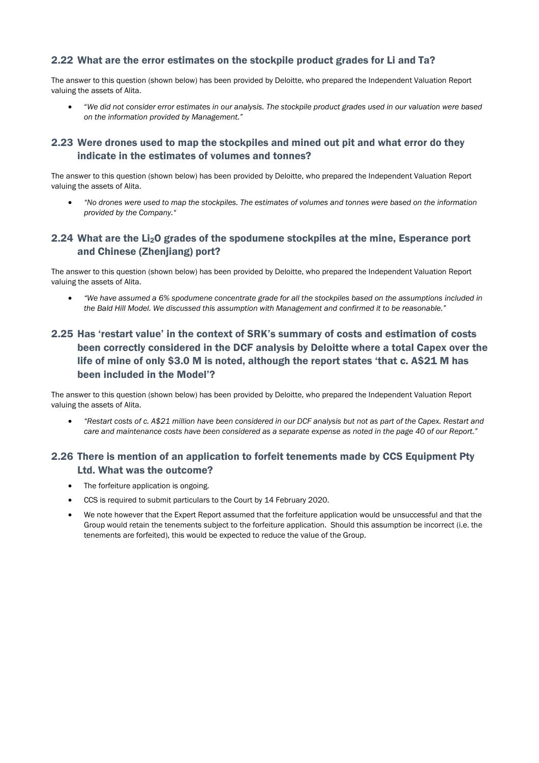## 2.22 What are the error estimates on the stockpile product grades for Li and Ta?

The answer to this question (shown below) has been provided by Deloitte, who prepared the Independent Valuation Report valuing the assets of Alita.

- *"We did not consider error estimates in our analysis. The stockpile product grades used in our valuation were based on the information provided by Management."*

## 2.23 Were drones used to map the stockpiles and mined out pit and what error do they indicate in the estimates of volumes and tonnes?

The answer to this question (shown below) has been provided by Deloitte, who prepared the Independent Valuation Report valuing the assets of Alita.

- *"No drones were used to map the stockpiles. The estimates of volumes and tonnes were based on the information provided by the Company."*

## 2.24 What are the $Li_2O$ grades of the spodumene stockpiles at the mine, Esperance port and Chinese (Zhenjiang) port?

The answer to this question (shown below) has been provided by Deloitte, who prepared the Independent Valuation Report valuing the assets of Alita.

- *"We have assumed a 6% spodumene concentrate grade for all the stockpiles based on the assumptions included in the Bald Hill Model. We discussed this assumption with Management and confirmed it to be reasonable."*

## 2.25 Has 'restart value' in the context of SRK's summary of costs and estimation of costs been correctly considered in the DCF analysis by Deloitte where a total Capex over the life of mine of only $3.0 M is noted, although the report states 'that c. A$21 M has been included in the Model'?

The answer to this question (shown below) has been provided by Deloitte, who prepared the Independent Valuation Report valuing the assets of Alita.

- *"Restart costs of c. A$21 million have been considered in our DCF analysis but not as part of the Capex. Restart and care and maintenance costs have been considered as a separate expense as noted in the page 40 of our Report."*

## 2.26 There is mention of an application to forfeit tenements made by CCS Equipment Pty Ltd. What was the outcome?

- The forfeiture application is ongoing.
- CCS is required to submit particulars to the Court by 14 February 2020.
- We note however that the Expert Report assumed that the forfeiture application would be unsuccessful and that the Group would retain the tenements subject to the forfeiture application. Should this assumption be incorrect (i.e. the tenements are forfeited), this would be expected to reduce the value of the Group.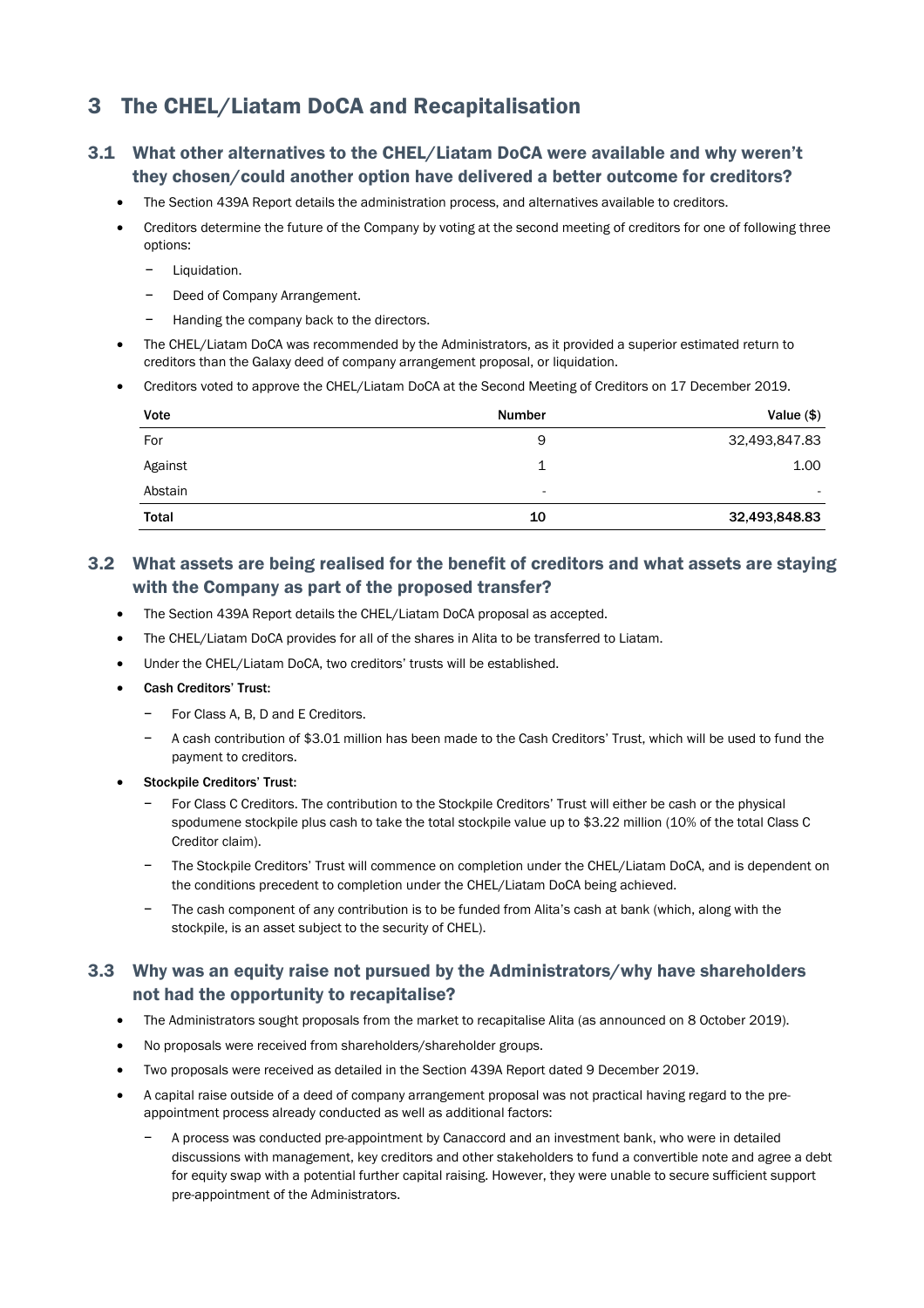# 3 The CHEL/Liatam DoCA and Recapitalisation

## 3.1 What other alternatives to the CHEL/Liatam DoCA were available and why weren't they chosen/could another option have delivered a better outcome for creditors?

- The Section 439A Report details the administration process, and alternatives available to creditors.
- Creditors determine the future of the Company by voting at the second meeting of creditors for one of following three options:
  - Liquidation.
  - Deed of Company Arrangement.
  - Handing the company back to the directors.
- The CHEL/Liatam DoCA was recommended by the Administrators, as it provided a superior estimated return to creditors than the Galaxy deed of company arrangement proposal, or liquidation.
- Creditors voted to approve the CHEL/Liatam DoCA at the Second Meeting of Creditors on 17 December 2019.

| Vote | Number | Value ($) |
|---|---|---|
| For | 9 | 32,493,847.83 |
| Against | 1 | 1.00 |
| Abstain | - | - |
| **Total** | **10** | **32,493,848.83** |

## 3.2 What assets are being realised for the benefit of creditors and what assets are staying with the Company as part of the proposed transfer?

- The Section 439A Report details the CHEL/Liatam DoCA proposal as accepted.
- The CHEL/Liatam DoCA provides for all of the shares in Alita to be transferred to Liatam.
- Under the CHEL/Liatam DoCA, two creditors' trusts will be established.
- **Cash Creditors' Trust:**
  - For Class A, B, D and E Creditors.
  - A cash contribution of $3.01 million has been made to the Cash Creditors' Trust, which will be used to fund the payment to creditors.
- **Stockpile Creditors' Trust:**
  - For Class C Creditors. The contribution to the Stockpile Creditors' Trust will either be cash or the physical spodumene stockpile plus cash to take the total stockpile value up to $3.22 million (10% of the total Class C Creditor claim).
  - The Stockpile Creditors' Trust will commence on completion under the CHEL/Liatam DoCA, and is dependent on the conditions precedent to completion under the CHEL/Liatam DoCA being achieved.
  - The cash component of any contribution is to be funded from Alita's cash at bank (which, along with the stockpile, is an asset subject to the security of CHEL).

## 3.3 Why was an equity raise not pursued by the Administrators/why have shareholders not had the opportunity to recapitalise?

- The Administrators sought proposals from the market to recapitalise Alita (as announced on 8 October 2019).
- No proposals were received from shareholders/shareholder groups.
- Two proposals were received as detailed in the Section 439A Report dated 9 December 2019.
- A capital raise outside of a deed of company arrangement proposal was not practical having regard to the pre-appointment process already conducted as well as additional factors:
  - A process was conducted pre-appointment by Canaccord and an investment bank, who were in detailed discussions with management, key creditors and other stakeholders to fund a convertible note and agree a debt for equity swap with a potential further capital raising. However, they were unable to secure sufficient support pre-appointment of the Administrators.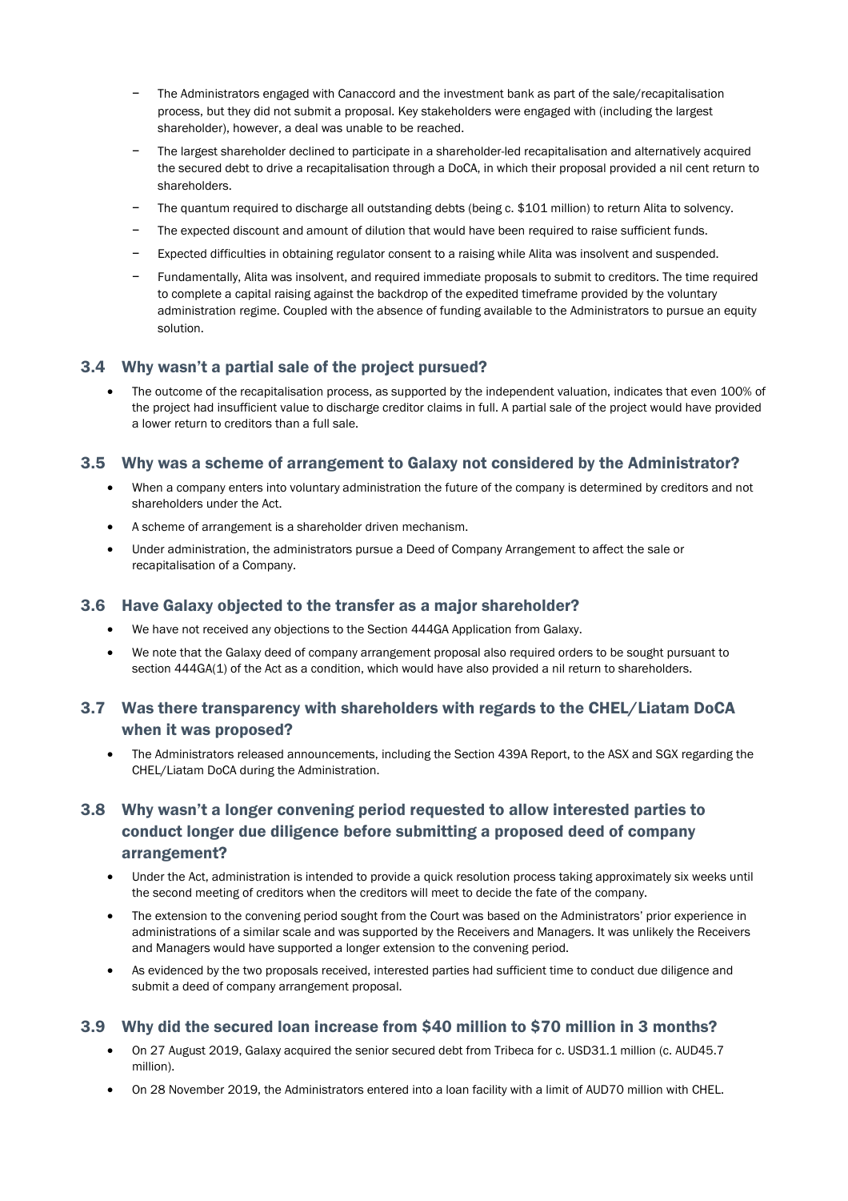- The Administrators engaged with Canaccord and the investment bank as part of the sale/recapitalisation process, but they did not submit a proposal. Key stakeholders were engaged with (including the largest shareholder), however, a deal was unable to be reached.
- The largest shareholder declined to participate in a shareholder-led recapitalisation and alternatively acquired the secured debt to drive a recapitalisation through a DoCA, in which their proposal provided a nil cent return to shareholders.
- The quantum required to discharge all outstanding debts (being c. $101 million) to return Alita to solvency.
- The expected discount and amount of dilution that would have been required to raise sufficient funds.
- Expected difficulties in obtaining regulator consent to a raising while Alita was insolvent and suspended.
- Fundamentally, Alita was insolvent, and required immediate proposals to submit to creditors. The time required to complete a capital raising against the backdrop of the expedited timeframe provided by the voluntary administration regime. Coupled with the absence of funding available to the Administrators to pursue an equity solution.

### 3.4 Why wasn't a partial sale of the project pursued?

- The outcome of the recapitalisation process, as supported by the independent valuation, indicates that even 100% of the project had insufficient value to discharge creditor claims in full. A partial sale of the project would have provided a lower return to creditors than a full sale.

### 3.5 Why was a scheme of arrangement to Galaxy not considered by the Administrator?

- When a company enters into voluntary administration the future of the company is determined by creditors and not shareholders under the Act.
- A scheme of arrangement is a shareholder driven mechanism.
- Under administration, the administrators pursue a Deed of Company Arrangement to affect the sale or recapitalisation of a Company.

### 3.6 Have Galaxy objected to the transfer as a major shareholder?

- We have not received any objections to the Section 444GA Application from Galaxy.
- We note that the Galaxy deed of company arrangement proposal also required orders to be sought pursuant to section 444GA(1) of the Act as a condition, which would have also provided a nil return to shareholders.

### 3.7 Was there transparency with shareholders with regards to the CHEL/Liatam DoCA when it was proposed?

- The Administrators released announcements, including the Section 439A Report, to the ASX and SGX regarding the CHEL/Liatam DoCA during the Administration.

### 3.8 Why wasn't a longer convening period requested to allow interested parties to conduct longer due diligence before submitting a proposed deed of company arrangement?

- Under the Act, administration is intended to provide a quick resolution process taking approximately six weeks until the second meeting of creditors when the creditors will meet to decide the fate of the company.
- The extension to the convening period sought from the Court was based on the Administrators' prior experience in administrations of a similar scale and was supported by the Receivers and Managers. It was unlikely the Receivers and Managers would have supported a longer extension to the convening period.
- As evidenced by the two proposals received, interested parties had sufficient time to conduct due diligence and submit a deed of company arrangement proposal.

### 3.9 Why did the secured loan increase from $40 million to $70 million in 3 months?

- On 27 August 2019, Galaxy acquired the senior secured debt from Tribeca for c. USD31.1 million (c. AUD45.7 million).
- On 28 November 2019, the Administrators entered into a loan facility with a limit of AUD70 million with CHEL.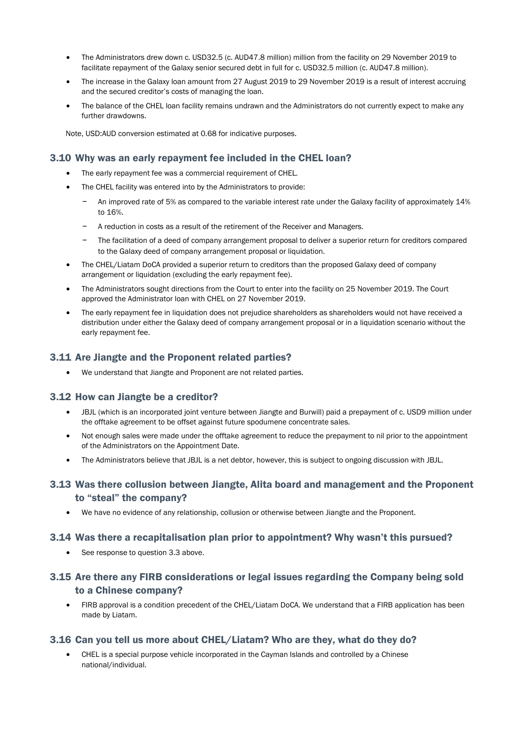- The Administrators drew down c. USD32.5 (c. AUD47.8 million) million from the facility on 29 November 2019 to facilitate repayment of the Galaxy senior secured debt in full for c. USD32.5 million (c. AUD47.8 million).
- The increase in the Galaxy loan amount from 27 August 2019 to 29 November 2019 is a result of interest accruing and the secured creditor's costs of managing the loan.
- The balance of the CHEL loan facility remains undrawn and the Administrators do not currently expect to make any further drawdowns.

Note, USD:AUD conversion estimated at 0.68 for indicative purposes.

## 3.10 Why was an early repayment fee included in the CHEL loan?

- The early repayment fee was a commercial requirement of CHEL.
- The CHEL facility was entered into by the Administrators to provide:
  - An improved rate of 5% as compared to the variable interest rate under the Galaxy facility of approximately 14% to 16%.
  - A reduction in costs as a result of the retirement of the Receiver and Managers.
  - The facilitation of a deed of company arrangement proposal to deliver a superior return for creditors compared to the Galaxy deed of company arrangement proposal or liquidation.
- The CHEL/Liatam DoCA provided a superior return to creditors than the proposed Galaxy deed of company arrangement or liquidation (excluding the early repayment fee).
- The Administrators sought directions from the Court to enter into the facility on 25 November 2019. The Court approved the Administrator loan with CHEL on 27 November 2019.
- The early repayment fee in liquidation does not prejudice shareholders as shareholders would not have received a distribution under either the Galaxy deed of company arrangement proposal or in a liquidation scenario without the early repayment fee.

## 3.11 Are Jiangte and the Proponent related parties?

- We understand that Jiangte and Proponent are not related parties.

## 3.12 How can Jiangte be a creditor?

- JBJL (which is an incorporated joint venture between Jiangte and Burwill) paid a prepayment of c. USD9 million under the offtake agreement to be offset against future spodumene concentrate sales.
- Not enough sales were made under the offtake agreement to reduce the prepayment to nil prior to the appointment of the Administrators on the Appointment Date.
- The Administrators believe that JBJL is a net debtor, however, this is subject to ongoing discussion with JBJL.

## 3.13 Was there collusion between Jiangte, Alita board and management and the Proponent to "steal" the company?

- We have no evidence of any relationship, collusion or otherwise between Jiangte and the Proponent.

## 3.14 Was there a recapitalisation plan prior to appointment? Why wasn't this pursued?

- See response to question 3.3 above.

## 3.15 Are there any FIRB considerations or legal issues regarding the Company being sold to a Chinese company?

- FIRB approval is a condition precedent of the CHEL/Liatam DoCA. We understand that a FIRB application has been made by Liatam.

## 3.16 Can you tell us more about CHEL/Liatam? Who are they, what do they do?

- CHEL is a special purpose vehicle incorporated in the Cayman Islands and controlled by a Chinese national/individual.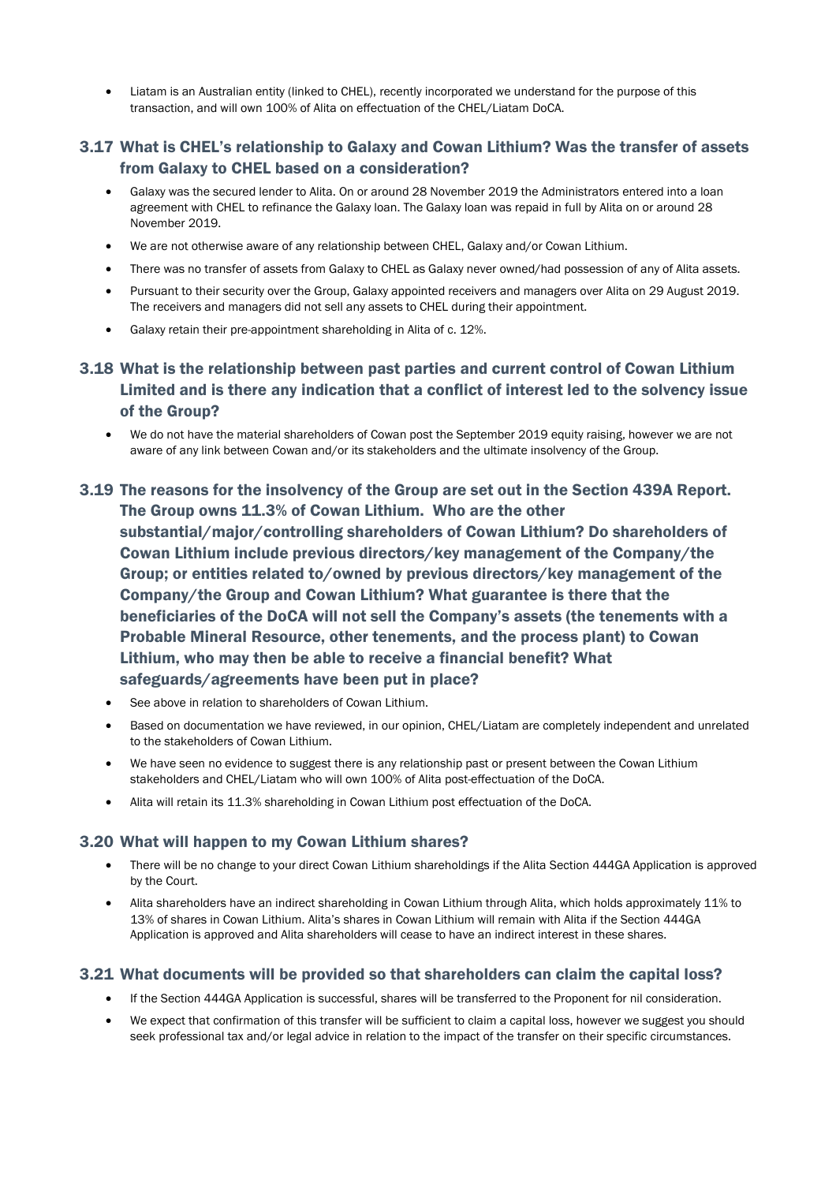- Liatam is an Australian entity (linked to CHEL), recently incorporated we understand for the purpose of this transaction, and will own 100% of Alita on effectuation of the CHEL/Liatam DoCA.

### 3.17 What is CHEL's relationship to Galaxy and Cowan Lithium? Was the transfer of assets from Galaxy to CHEL based on a consideration?

- Galaxy was the secured lender to Alita. On or around 28 November 2019 the Administrators entered into a loan agreement with CHEL to refinance the Galaxy loan. The Galaxy loan was repaid in full by Alita on or around 28 November 2019.
- We are not otherwise aware of any relationship between CHEL, Galaxy and/or Cowan Lithium.
- There was no transfer of assets from Galaxy to CHEL as Galaxy never owned/had possession of any of Alita assets.
- Pursuant to their security over the Group, Galaxy appointed receivers and managers over Alita on 29 August 2019. The receivers and managers did not sell any assets to CHEL during their appointment.
- Galaxy retain their pre-appointment shareholding in Alita of c. 12%.

### 3.18 What is the relationship between past parties and current control of Cowan Lithium Limited and is there any indication that a conflict of interest led to the solvency issue of the Group?

- We do not have the material shareholders of Cowan post the September 2019 equity raising, however we are not aware of any link between Cowan and/or its stakeholders and the ultimate insolvency of the Group.

### 3.19 The reasons for the insolvency of the Group are set out in the Section 439A Report. The Group owns 11.3% of Cowan Lithium. Who are the other substantial/major/controlling shareholders of Cowan Lithium? Do shareholders of Cowan Lithium include previous directors/key management of the Company/the Group; or entities related to/owned by previous directors/key management of the Company/the Group and Cowan Lithium? What guarantee is there that the beneficiaries of the DoCA will not sell the Company's assets (the tenements with a Probable Mineral Resource, other tenements, and the process plant) to Cowan Lithium, who may then be able to receive a financial benefit? What safeguards/agreements have been put in place?

- See above in relation to shareholders of Cowan Lithium.
- Based on documentation we have reviewed, in our opinion, CHEL/Liatam are completely independent and unrelated to the stakeholders of Cowan Lithium.
- We have seen no evidence to suggest there is any relationship past or present between the Cowan Lithium stakeholders and CHEL/Liatam who will own 100% of Alita post-effectuation of the DoCA.
- Alita will retain its 11.3% shareholding in Cowan Lithium post effectuation of the DoCA.

### 3.20 What will happen to my Cowan Lithium shares?

- There will be no change to your direct Cowan Lithium shareholdings if the Alita Section 444GA Application is approved by the Court.
- Alita shareholders have an indirect shareholding in Cowan Lithium through Alita, which holds approximately 11% to 13% of shares in Cowan Lithium. Alita's shares in Cowan Lithium will remain with Alita if the Section 444GA Application is approved and Alita shareholders will cease to have an indirect interest in these shares.

### 3.21 What documents will be provided so that shareholders can claim the capital loss?

- If the Section 444GA Application is successful, shares will be transferred to the Proponent for nil consideration.
- We expect that confirmation of this transfer will be sufficient to claim a capital loss, however we suggest you should seek professional tax and/or legal advice in relation to the impact of the transfer on their specific circumstances.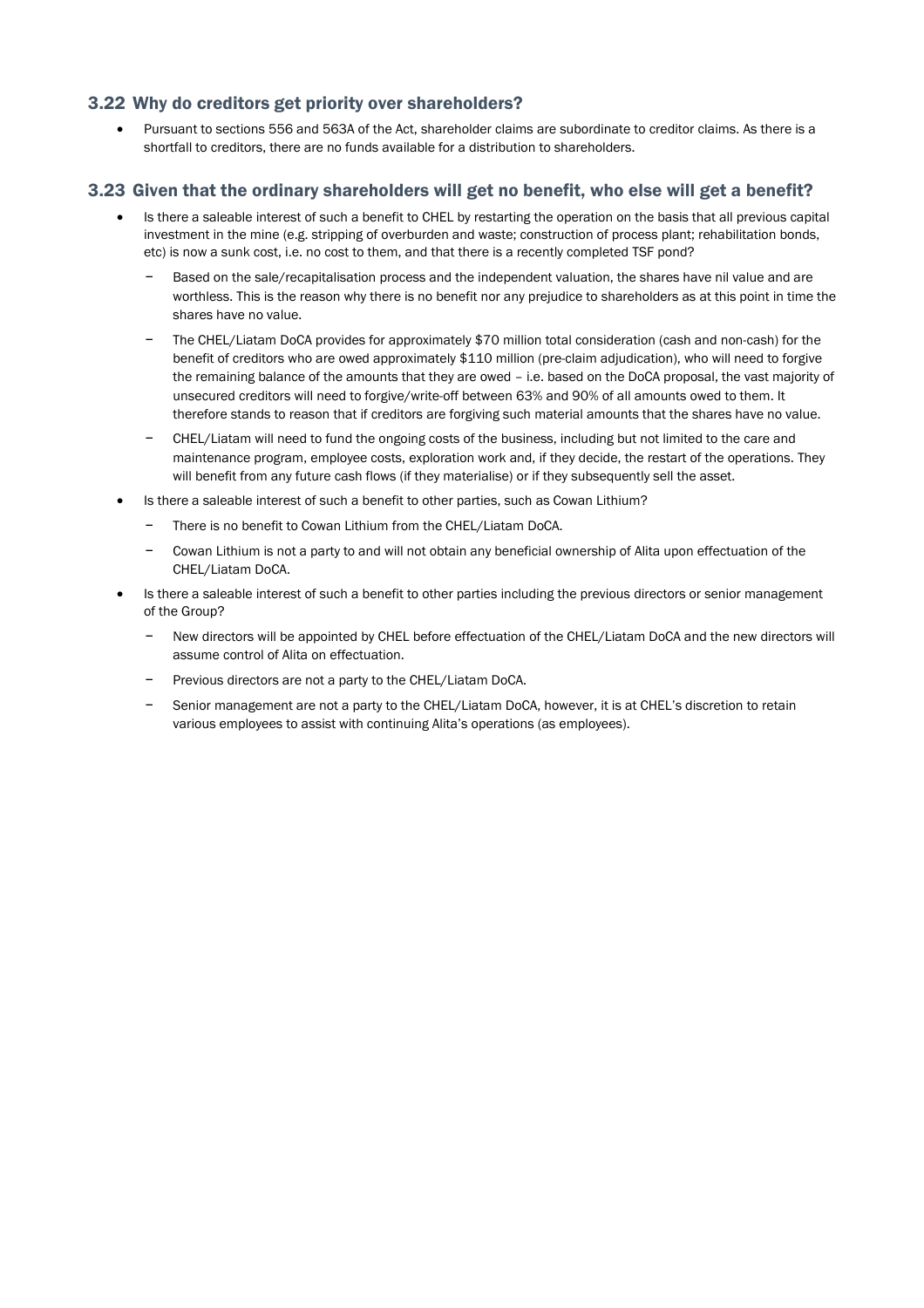### 3.22 Why do creditors get priority over shareholders?

- Pursuant to sections 556 and 563A of the Act, shareholder claims are subordinate to creditor claims. As there is a shortfall to creditors, there are no funds available for a distribution to shareholders.

### 3.23 Given that the ordinary shareholders will get no benefit, who else will get a benefit?

- Is there a saleable interest of such a benefit to CHEL by restarting the operation on the basis that all previous capital investment in the mine (e.g. stripping of overburden and waste; construction of process plant; rehabilitation bonds, etc) is now a sunk cost, i.e. no cost to them, and that there is a recently completed TSF pond?
  - Based on the sale/recapitalisation process and the independent valuation, the shares have nil value and are worthless. This is the reason why there is no benefit nor any prejudice to shareholders as at this point in time the shares have no value.
  - The CHEL/Liatam DoCA provides for approximately $70 million total consideration (cash and non-cash) for the benefit of creditors who are owed approximately $110 million (pre-claim adjudication), who will need to forgive the remaining balance of the amounts that they are owed – i.e. based on the DoCA proposal, the vast majority of unsecured creditors will need to forgive/write-off between 63% and 90% of all amounts owed to them. It therefore stands to reason that if creditors are forgiving such material amounts that the shares have no value.
  - CHEL/Liatam will need to fund the ongoing costs of the business, including but not limited to the care and maintenance program, employee costs, exploration work and, if they decide, the restart of the operations. They will benefit from any future cash flows (if they materialise) or if they subsequently sell the asset.
- Is there a saleable interest of such a benefit to other parties, such as Cowan Lithium?
  - There is no benefit to Cowan Lithium from the CHEL/Liatam DoCA.
  - Cowan Lithium is not a party to and will not obtain any beneficial ownership of Alita upon effectuation of the CHEL/Liatam DoCA.
- Is there a saleable interest of such a benefit to other parties including the previous directors or senior management of the Group?
  - New directors will be appointed by CHEL before effectuation of the CHEL/Liatam DoCA and the new directors will assume control of Alita on effectuation.
  - Previous directors are not a party to the CHEL/Liatam DoCA.
  - Senior management are not a party to the CHEL/Liatam DoCA, however, it is at CHEL's discretion to retain various employees to assist with continuing Alita's operations (as employees).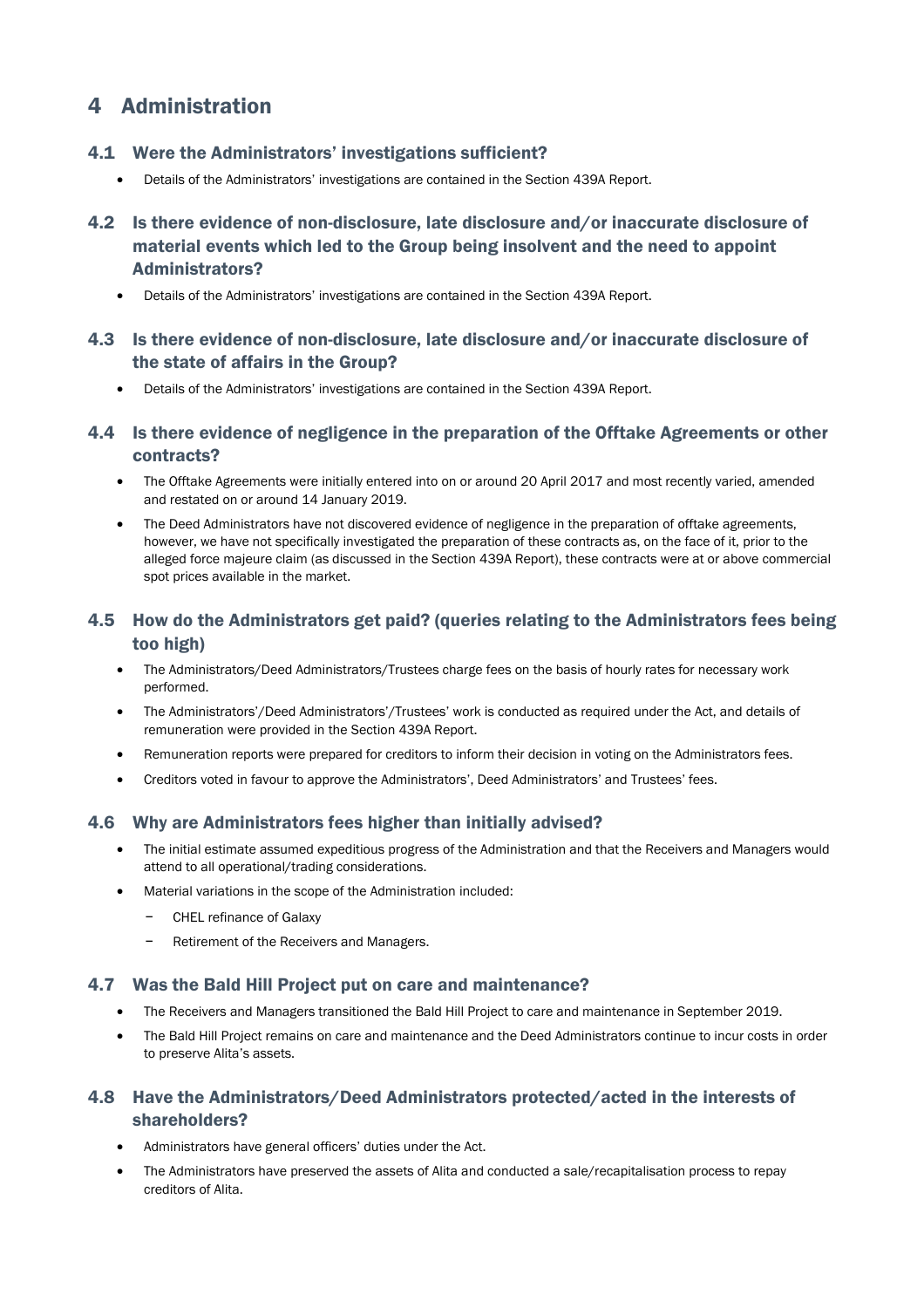# 4 Administration

## 4.1 Were the Administrators' investigations sufficient?

- Details of the Administrators' investigations are contained in the Section 439A Report.

## 4.2 Is there evidence of non-disclosure, late disclosure and/or inaccurate disclosure of material events which led to the Group being insolvent and the need to appoint Administrators?

- Details of the Administrators' investigations are contained in the Section 439A Report.

## 4.3 Is there evidence of non-disclosure, late disclosure and/or inaccurate disclosure of the state of affairs in the Group?

- Details of the Administrators' investigations are contained in the Section 439A Report.

## 4.4 Is there evidence of negligence in the preparation of the Offtake Agreements or other contracts?

- The Offtake Agreements were initially entered into on or around 20 April 2017 and most recently varied, amended and restated on or around 14 January 2019.
- The Deed Administrators have not discovered evidence of negligence in the preparation of offtake agreements, however, we have not specifically investigated the preparation of these contracts as, on the face of it, prior to the alleged force majeure claim (as discussed in the Section 439A Report), these contracts were at or above commercial spot prices available in the market.

## 4.5 How do the Administrators get paid? (queries relating to the Administrators fees being too high)

- The Administrators/Deed Administrators/Trustees charge fees on the basis of hourly rates for necessary work performed.
- The Administrators'/Deed Administrators'/Trustees' work is conducted as required under the Act, and details of remuneration were provided in the Section 439A Report.
- Remuneration reports were prepared for creditors to inform their decision in voting on the Administrators fees.
- Creditors voted in favour to approve the Administrators', Deed Administrators' and Trustees' fees.

## 4.6 Why are Administrators fees higher than initially advised?

- The initial estimate assumed expeditious progress of the Administration and that the Receivers and Managers would attend to all operational/trading considerations.
- Material variations in the scope of the Administration included:
  - CHEL refinance of Galaxy
  - Retirement of the Receivers and Managers.

## 4.7 Was the Bald Hill Project put on care and maintenance?

- The Receivers and Managers transitioned the Bald Hill Project to care and maintenance in September 2019.
- The Bald Hill Project remains on care and maintenance and the Deed Administrators continue to incur costs in order to preserve Alita's assets.

## 4.8 Have the Administrators/Deed Administrators protected/acted in the interests of shareholders?

- Administrators have general officers' duties under the Act.
- The Administrators have preserved the assets of Alita and conducted a sale/recapitalisation process to repay creditors of Alita.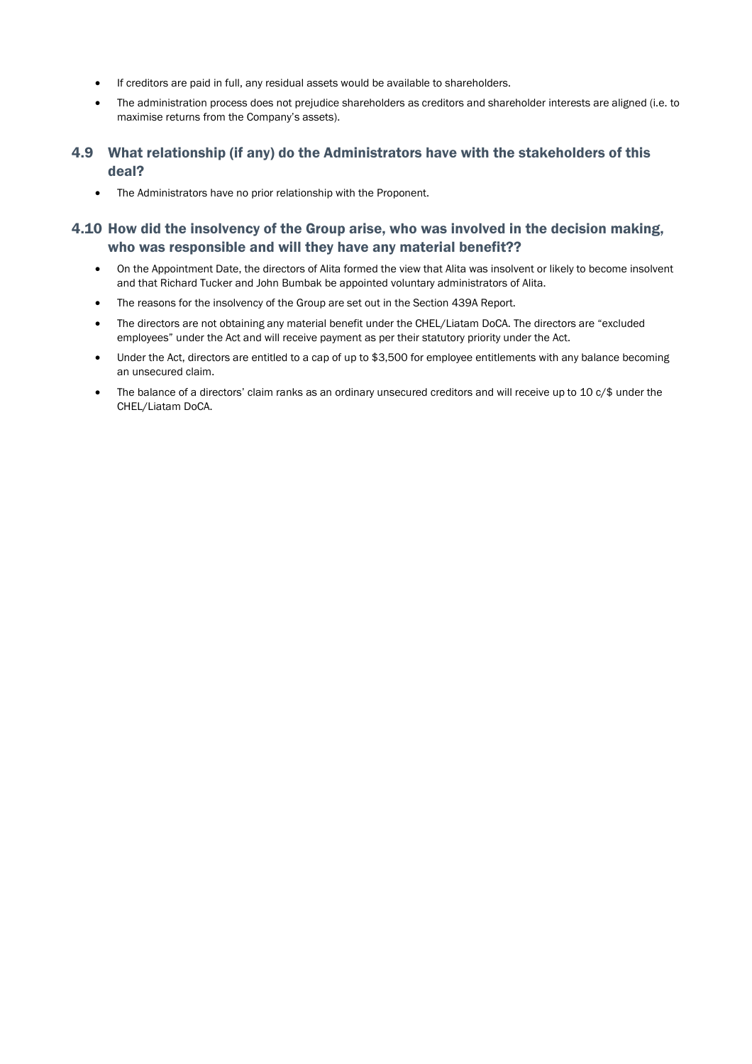- If creditors are paid in full, any residual assets would be available to shareholders.
- The administration process does not prejudice shareholders as creditors and shareholder interests are aligned (i.e. to maximise returns from the Company's assets).

## 4.9 What relationship (if any) do the Administrators have with the stakeholders of this deal?

- The Administrators have no prior relationship with the Proponent.

## 4.10 How did the insolvency of the Group arise, who was involved in the decision making, who was responsible and will they have any material benefit??

- On the Appointment Date, the directors of Alita formed the view that Alita was insolvent or likely to become insolvent and that Richard Tucker and John Bumbak be appointed voluntary administrators of Alita.
- The reasons for the insolvency of the Group are set out in the Section 439A Report.
- The directors are not obtaining any material benefit under the CHEL/Liatam DoCA. The directors are "excluded employees" under the Act and will receive payment as per their statutory priority under the Act.
- Under the Act, directors are entitled to a cap of up to $3,500 for employee entitlements with any balance becoming an unsecured claim.
- The balance of a directors' claim ranks as an ordinary unsecured creditors and will receive up to 10 c/$ under the CHEL/Liatam DoCA.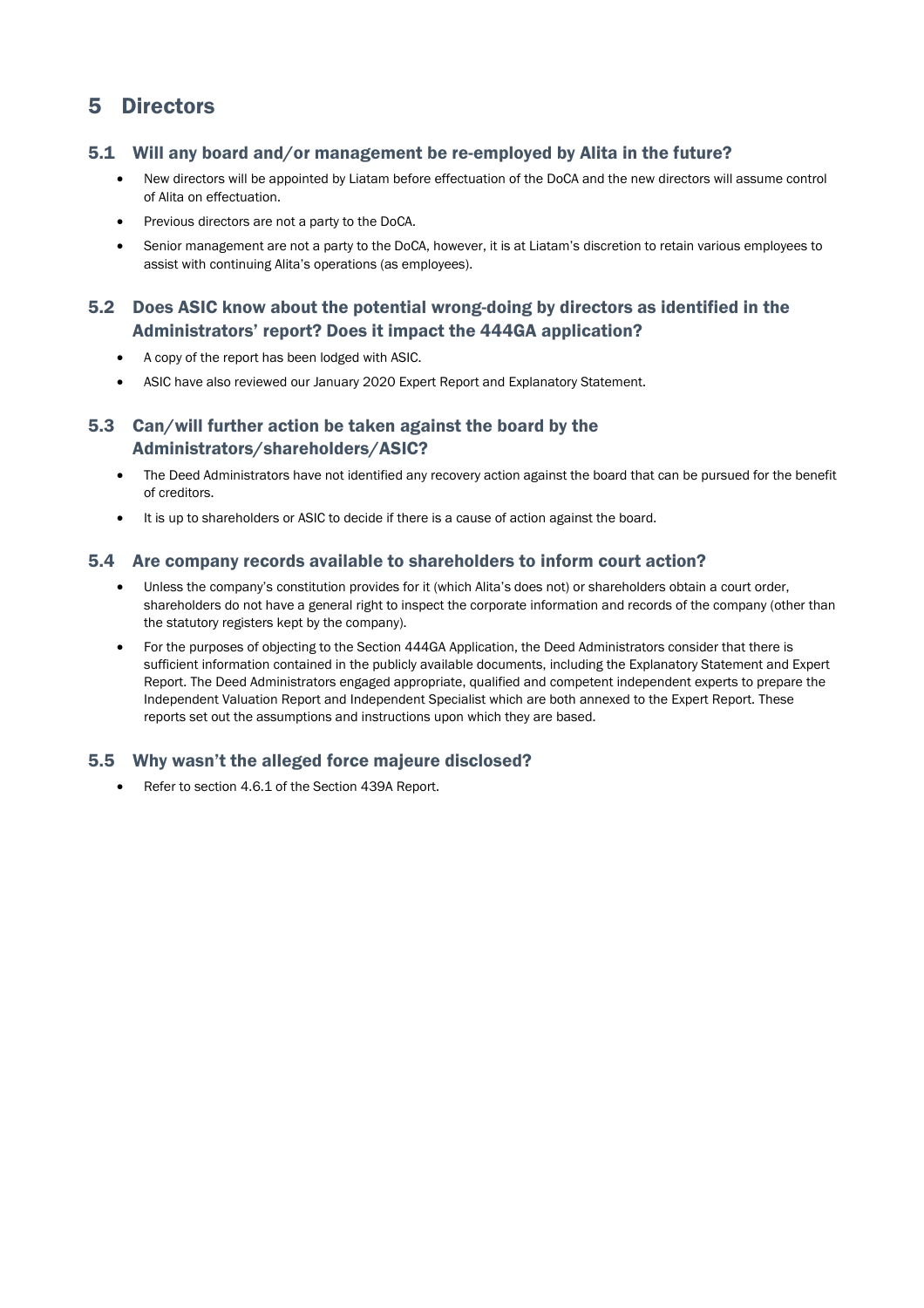# 5 Directors

## 5.1 Will any board and/or management be re-employed by Alita in the future?

- New directors will be appointed by Liatam before effectuation of the DoCA and the new directors will assume control of Alita on effectuation.
- Previous directors are not a party to the DoCA.
- Senior management are not a party to the DoCA, however, it is at Liatam's discretion to retain various employees to assist with continuing Alita's operations (as employees).

## 5.2 Does ASIC know about the potential wrong-doing by directors as identified in the Administrators' report? Does it impact the 444GA application?

- A copy of the report has been lodged with ASIC.
- ASIC have also reviewed our January 2020 Expert Report and Explanatory Statement.

## 5.3 Can/will further action be taken against the board by the Administrators/shareholders/ASIC?

- The Deed Administrators have not identified any recovery action against the board that can be pursued for the benefit of creditors.
- It is up to shareholders or ASIC to decide if there is a cause of action against the board.

## 5.4 Are company records available to shareholders to inform court action?

- Unless the company's constitution provides for it (which Alita's does not) or shareholders obtain a court order, shareholders do not have a general right to inspect the corporate information and records of the company (other than the statutory registers kept by the company).
- For the purposes of objecting to the Section 444GA Application, the Deed Administrators consider that there is sufficient information contained in the publicly available documents, including the Explanatory Statement and Expert Report. The Deed Administrators engaged appropriate, qualified and competent independent experts to prepare the Independent Valuation Report and Independent Specialist which are both annexed to the Expert Report. These reports set out the assumptions and instructions upon which they are based.

## 5.5 Why wasn't the alleged force majeure disclosed?

- Refer to section 4.6.1 of the Section 439A Report.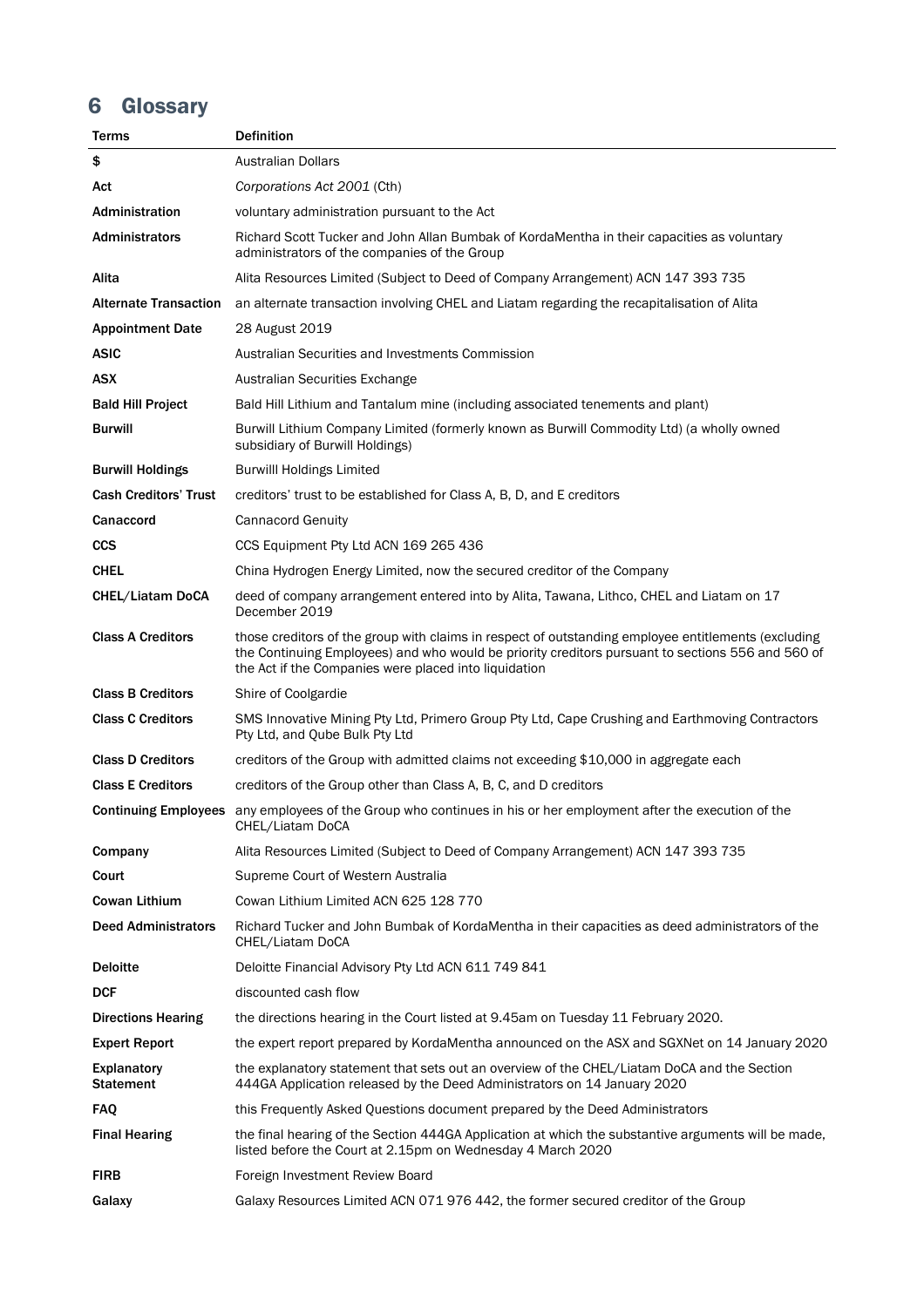# 6 Glossary

| Terms | Definition |
|---|---|
| **$** | Australian Dollars |
| **Act** | *Corporations Act 2001* (Cth) |
| **Administration** | voluntary administration pursuant to the Act |
| **Administrators** | Richard Scott Tucker and John Allan Bumbak of KordaMentha in their capacities as voluntary administrators of the companies of the Group |
| **Alita** | Alita Resources Limited (Subject to Deed of Company Arrangement) ACN 147 393 735 |
| **Alternate Transaction** | an alternate transaction involving CHEL and Liatam regarding the recapitalisation of Alita |
| **Appointment Date** | 28 August 2019 |
| **ASIC** | Australian Securities and Investments Commission |
| **ASX** | Australian Securities Exchange |
| **Bald Hill Project** | Bald Hill Lithium and Tantalum mine (including associated tenements and plant) |
| **Burwill** | Burwill Lithium Company Limited (formerly known as Burwill Commodity Ltd) (a wholly owned subsidiary of Burwill Holdings) |
| **Burwill Holdings** | Burwilll Holdings Limited |
| **Cash Creditors' Trust** | creditors' trust to be established for Class A, B, D, and E creditors |
| **Canaccord** | Cannacord Genuity |
| **CCS** | CCS Equipment Pty Ltd ACN 169 265 436 |
| **CHEL** | China Hydrogen Energy Limited, now the secured creditor of the Company |
| **CHEL/Liatam DoCA** | deed of company arrangement entered into by Alita, Tawana, Lithco, CHEL and Liatam on 17 December 2019 |
| **Class A Creditors** | those creditors of the group with claims in respect of outstanding employee entitlements (excluding the Continuing Employees) and who would be priority creditors pursuant to sections 556 and 560 of the Act if the Companies were placed into liquidation |
| **Class B Creditors** | Shire of Coolgardie |
| **Class C Creditors** | SMS Innovative Mining Pty Ltd, Primero Group Pty Ltd, Cape Crushing and Earthmoving Contractors Pty Ltd, and Qube Bulk Pty Ltd |
| **Class D Creditors** | creditors of the Group with admitted claims not exceeding $10,000 in aggregate each |
| **Class E Creditors** | creditors of the Group other than Class A, B, C, and D creditors |
| **Continuing Employees** | any employees of the Group who continues in his or her employment after the execution of the CHEL/Liatam DoCA |
| **Company** | Alita Resources Limited (Subject to Deed of Company Arrangement) ACN 147 393 735 |
| **Court** | Supreme Court of Western Australia |
| **Cowan Lithium** | Cowan Lithium Limited ACN 625 128 770 |
| **Deed Administrators** | Richard Tucker and John Bumbak of KordaMentha in their capacities as deed administrators of the CHEL/Liatam DoCA |
| **Deloitte** | Deloitte Financial Advisory Pty Ltd ACN 611 749 841 |
| **DCF** | discounted cash flow |
| **Directions Hearing** | the directions hearing in the Court listed at 9.45am on Tuesday 11 February 2020. |
| **Expert Report** | the expert report prepared by KordaMentha announced on the ASX and SGXNet on 14 January 2020 |
| **Explanatory Statement** | the explanatory statement that sets out an overview of the CHEL/Liatam DoCA and the Section 444GA Application released by the Deed Administrators on 14 January 2020 |
| **FAQ** | this Frequently Asked Questions document prepared by the Deed Administrators |
| **Final Hearing** | the final hearing of the Section 444GA Application at which the substantive arguments will be made, listed before the Court at 2.15pm on Wednesday 4 March 2020 |
| **FIRB** | Foreign Investment Review Board |
| **Galaxy** | Galaxy Resources Limited ACN 071 976 442, the former secured creditor of the Group |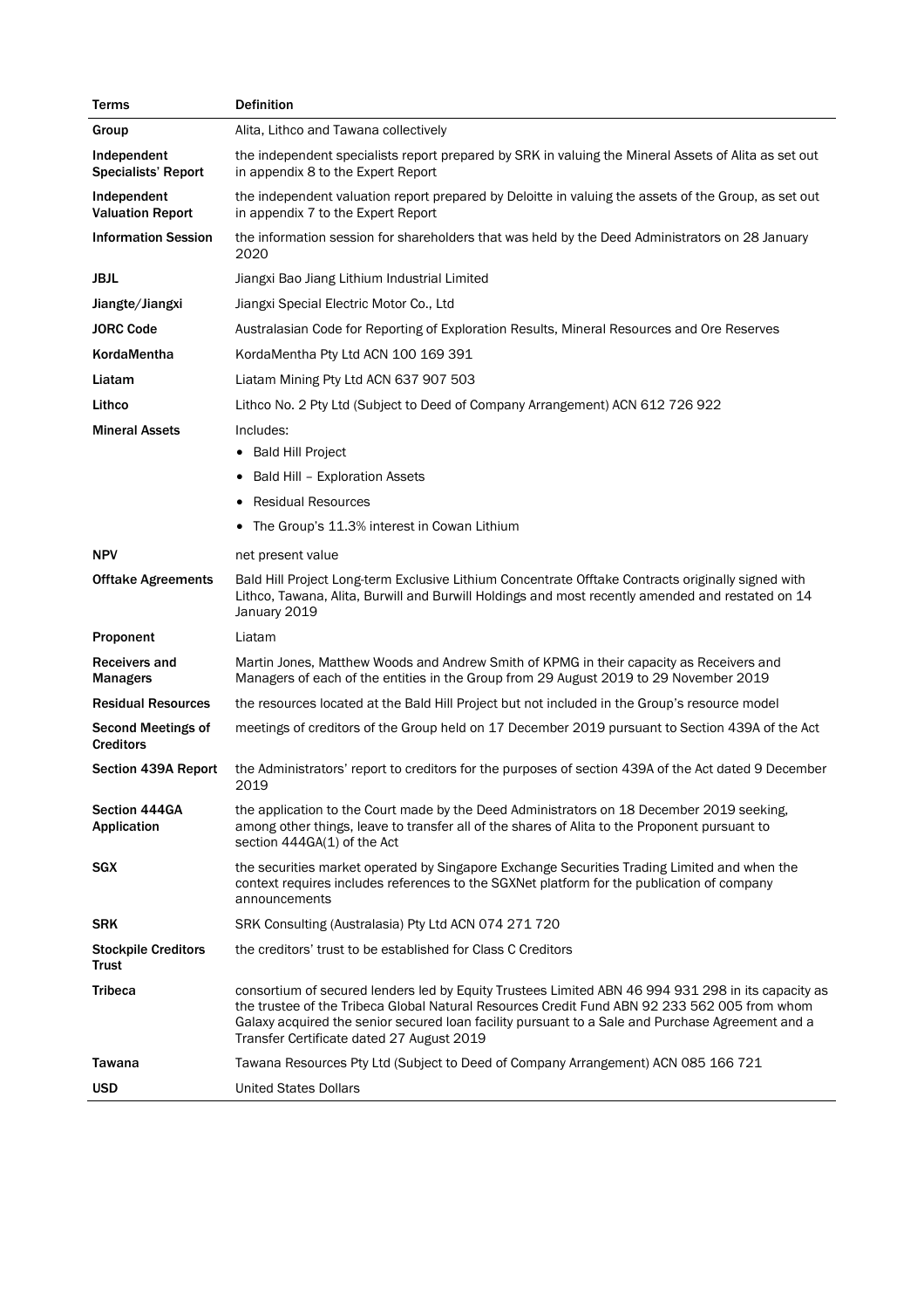| Terms | Definition |
|---|---|
| **Group** | Alita, Lithco and Tawana collectively |
| **Independent Specialists' Report** | the independent specialists report prepared by SRK in valuing the Mineral Assets of Alita as set out in appendix 8 to the Expert Report |
| **Independent Valuation Report** | the independent valuation report prepared by Deloitte in valuing the assets of the Group, as set out in appendix 7 to the Expert Report |
| **Information Session** | the information session for shareholders that was held by the Deed Administrators on 28 January 2020 |
| **JBJL** | Jiangxi Bao Jiang Lithium Industrial Limited |
| **Jiangte/Jiangxi** | Jiangxi Special Electric Motor Co., Ltd |
| **JORC Code** | Australasian Code for Reporting of Exploration Results, Mineral Resources and Ore Reserves |
| **KordaMentha** | KordaMentha Pty Ltd ACN 100 169 391 |
| **Liatam** | Liatam Mining Pty Ltd ACN 637 907 503 |
| **Lithco** | Lithco No. 2 Pty Ltd (Subject to Deed of Company Arrangement) ACN 612 726 922 |
| **Mineral Assets** | Includes:<br>• Bald Hill Project<br>• Bald Hill – Exploration Assets<br>• Residual Resources<br>• The Group's 11.3% interest in Cowan Lithium |
| **NPV** | net present value |
| **Offtake Agreements** | Bald Hill Project Long-term Exclusive Lithium Concentrate Offtake Contracts originally signed with Lithco, Tawana, Alita, Burwill and Burwill Holdings and most recently amended and restated on 14 January 2019 |
| **Proponent** | Liatam |
| **Receivers and Managers** | Martin Jones, Matthew Woods and Andrew Smith of KPMG in their capacity as Receivers and Managers of each of the entities in the Group from 29 August 2019 to 29 November 2019 |
| **Residual Resources** | the resources located at the Bald Hill Project but not included in the Group's resource model |
| **Second Meetings of Creditors** | meetings of creditors of the Group held on 17 December 2019 pursuant to Section 439A of the Act |
| **Section 439A Report** | the Administrators' report to creditors for the purposes of section 439A of the Act dated 9 December 2019 |
| **Section 444GA Application** | the application to the Court made by the Deed Administrators on 18 December 2019 seeking, among other things, leave to transfer all of the shares of Alita to the Proponent pursuant to section 444GA(1) of the Act |
| **SGX** | the securities market operated by Singapore Exchange Securities Trading Limited and when the context requires includes references to the SGXNet platform for the publication of company announcements |
| **SRK** | SRK Consulting (Australasia) Pty Ltd ACN 074 271 720 |
| **Stockpile Creditors Trust** | the creditors' trust to be established for Class C Creditors |
| **Tribeca** | consortium of secured lenders led by Equity Trustees Limited ABN 46 994 931 298 in its capacity as the trustee of the Tribeca Global Natural Resources Credit Fund ABN 92 233 562 005 from whom Galaxy acquired the senior secured loan facility pursuant to a Sale and Purchase Agreement and a Transfer Certificate dated 27 August 2019 |
| **Tawana** | Tawana Resources Pty Ltd (Subject to Deed of Company Arrangement) ACN 085 166 721 |
| **USD** | United States Dollars |